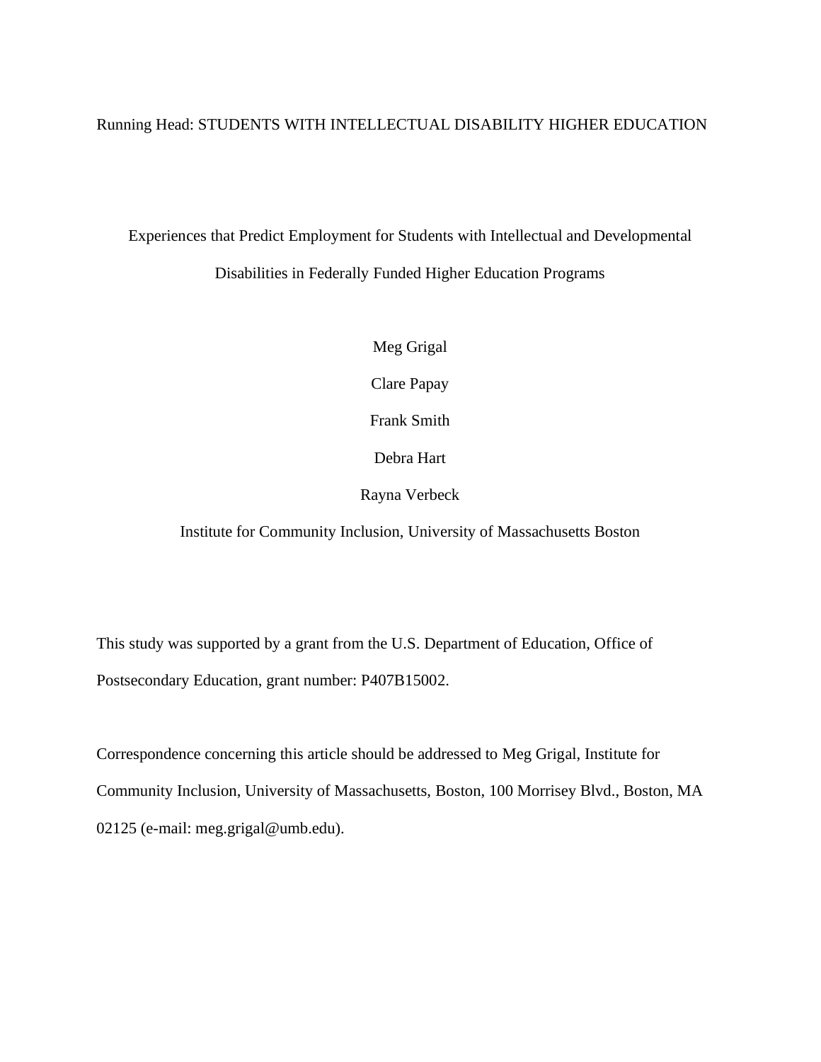Running Head: STUDENTS WITH INTELLECTUAL DISABILITY HIGHER EDUCATION

# Experiences that Predict Employment for Students with Intellectual and Developmental Disabilities in Federally Funded Higher Education Programs

Meg Grigal

Clare Papay

Frank Smith

Debra Hart

Rayna Verbeck

Institute for Community Inclusion, University of Massachusetts Boston

This study was supported by a grant from the U.S. Department of Education, Office of Postsecondary Education, grant number: P407B15002.

Correspondence concerning this article should be addressed to Meg Grigal, Institute for Community Inclusion, University of Massachusetts, Boston, 100 Morrisey Blvd., Boston, MA 02125 (e-mail: meg.grigal@umb.edu).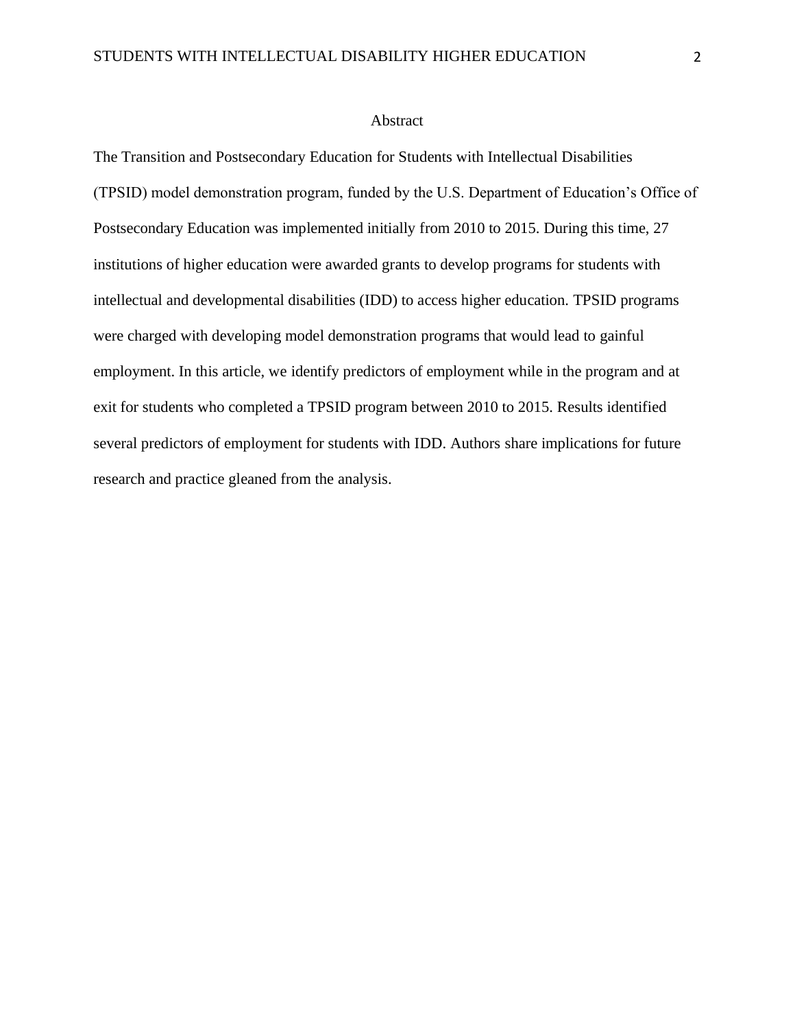# Abstract

The Transition and Postsecondary Education for Students with Intellectual Disabilities (TPSID) model demonstration program, funded by the U.S. Department of Education's Office of Postsecondary Education was implemented initially from 2010 to 2015. During this time, 27 institutions of higher education were awarded grants to develop programs for students with intellectual and developmental disabilities (IDD) to access higher education. TPSID programs were charged with developing model demonstration programs that would lead to gainful employment. In this article, we identify predictors of employment while in the program and at exit for students who completed a TPSID program between 2010 to 2015. Results identified several predictors of employment for students with IDD. Authors share implications for future research and practice gleaned from the analysis.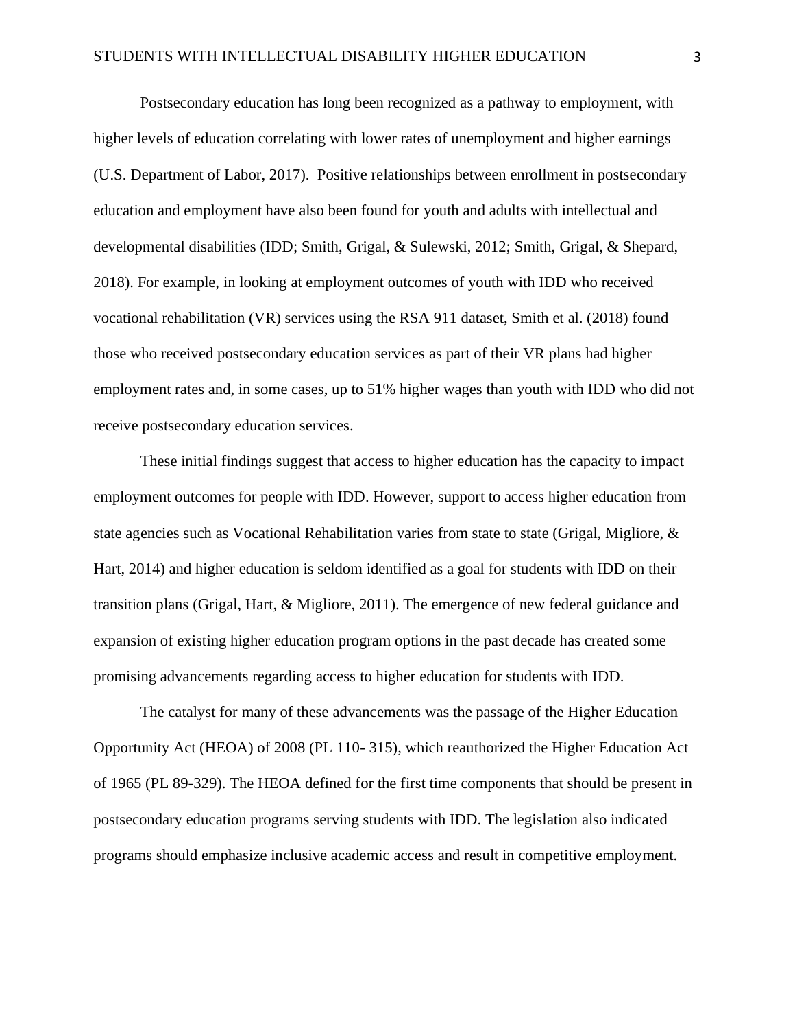Postsecondary education has long been recognized as a pathway to employment, with higher levels of education correlating with lower rates of unemployment and higher earnings (U.S. Department of Labor, 2017). Positive relationships between enrollment in postsecondary education and employment have also been found for youth and adults with intellectual and developmental disabilities (IDD; Smith, Grigal, & Sulewski, 2012; Smith, Grigal, & Shepard, 2018). For example, in looking at employment outcomes of youth with IDD who received vocational rehabilitation (VR) services using the RSA 911 dataset, Smith et al. (2018) found those who received postsecondary education services as part of their VR plans had higher employment rates and, in some cases, up to 51% higher wages than youth with IDD who did not receive postsecondary education services.

These initial findings suggest that access to higher education has the capacity to impact employment outcomes for people with IDD. However, support to access higher education from state agencies such as Vocational Rehabilitation varies from state to state (Grigal, Migliore, & Hart, 2014) and higher education is seldom identified as a goal for students with IDD on their transition plans (Grigal, Hart, & Migliore, 2011). The emergence of new federal guidance and expansion of existing higher education program options in the past decade has created some promising advancements regarding access to higher education for students with IDD.

The catalyst for many of these advancements was the passage of the Higher Education Opportunity Act (HEOA) of 2008 (PL 110- 315), which reauthorized the Higher Education Act of 1965 (PL 89-329). The HEOA defined for the first time components that should be present in postsecondary education programs serving students with IDD. The legislation also indicated programs should emphasize inclusive academic access and result in competitive employment.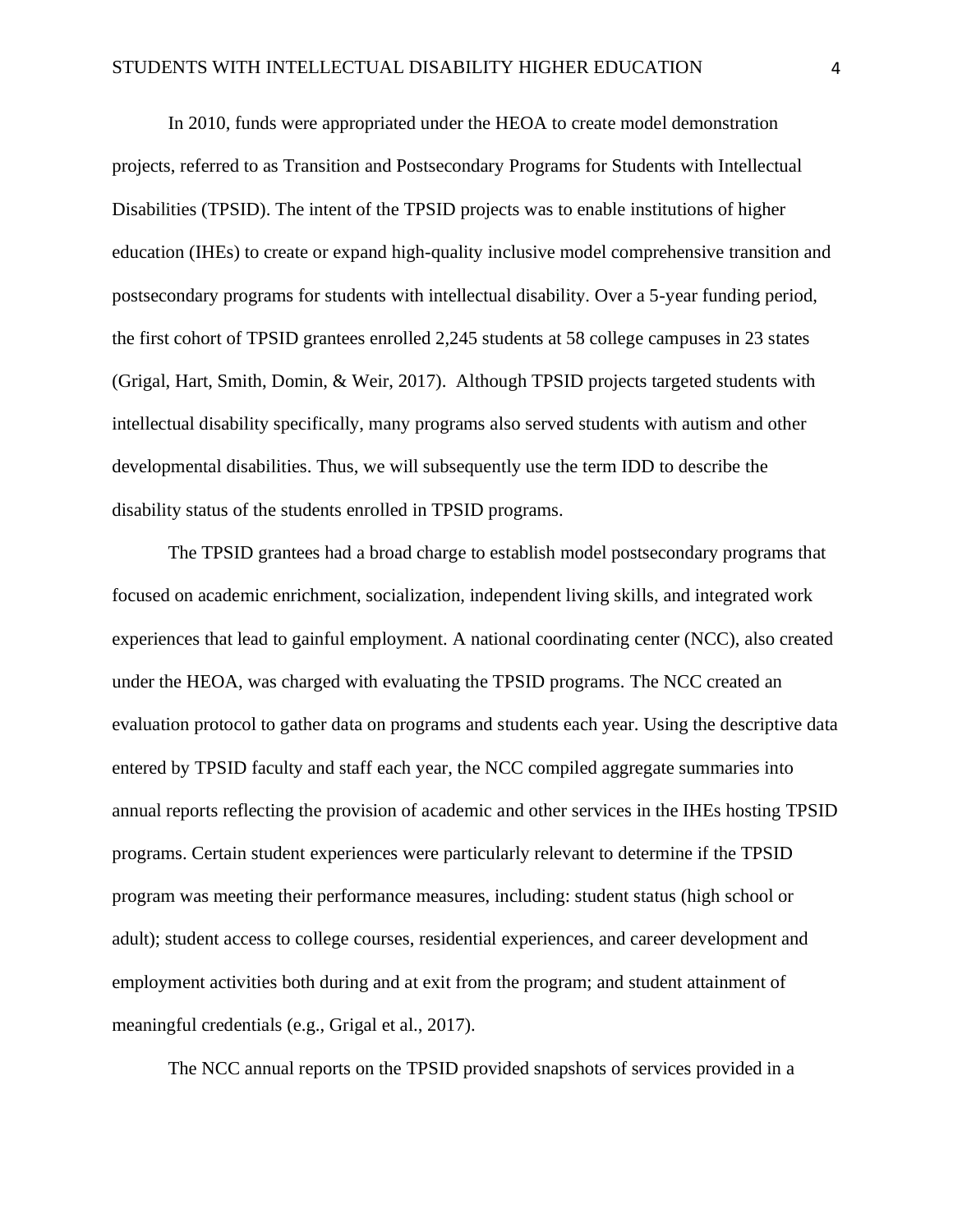In 2010, funds were appropriated under the HEOA to create model demonstration projects, referred to as Transition and Postsecondary Programs for Students with Intellectual Disabilities (TPSID). The intent of the TPSID projects was to enable institutions of higher education (IHEs) to create or expand high-quality inclusive model comprehensive transition and postsecondary programs for students with intellectual disability. Over a 5-year funding period, the first cohort of TPSID grantees enrolled 2,245 students at 58 college campuses in 23 states (Grigal, Hart, Smith, Domin, & Weir, 2017). Although TPSID projects targeted students with intellectual disability specifically, many programs also served students with autism and other developmental disabilities. Thus, we will subsequently use the term IDD to describe the disability status of the students enrolled in TPSID programs.

The TPSID grantees had a broad charge to establish model postsecondary programs that focused on academic enrichment, socialization, independent living skills, and integrated work experiences that lead to gainful employment. A national coordinating center (NCC), also created under the HEOA, was charged with evaluating the TPSID programs. The NCC created an evaluation protocol to gather data on programs and students each year. Using the descriptive data entered by TPSID faculty and staff each year, the NCC compiled aggregate summaries into annual reports reflecting the provision of academic and other services in the IHEs hosting TPSID programs. Certain student experiences were particularly relevant to determine if the TPSID program was meeting their performance measures, including: student status (high school or adult); student access to college courses, residential experiences, and career development and employment activities both during and at exit from the program; and student attainment of meaningful credentials (e.g., Grigal et al., 2017).

The NCC annual reports on the TPSID provided snapshots of services provided in a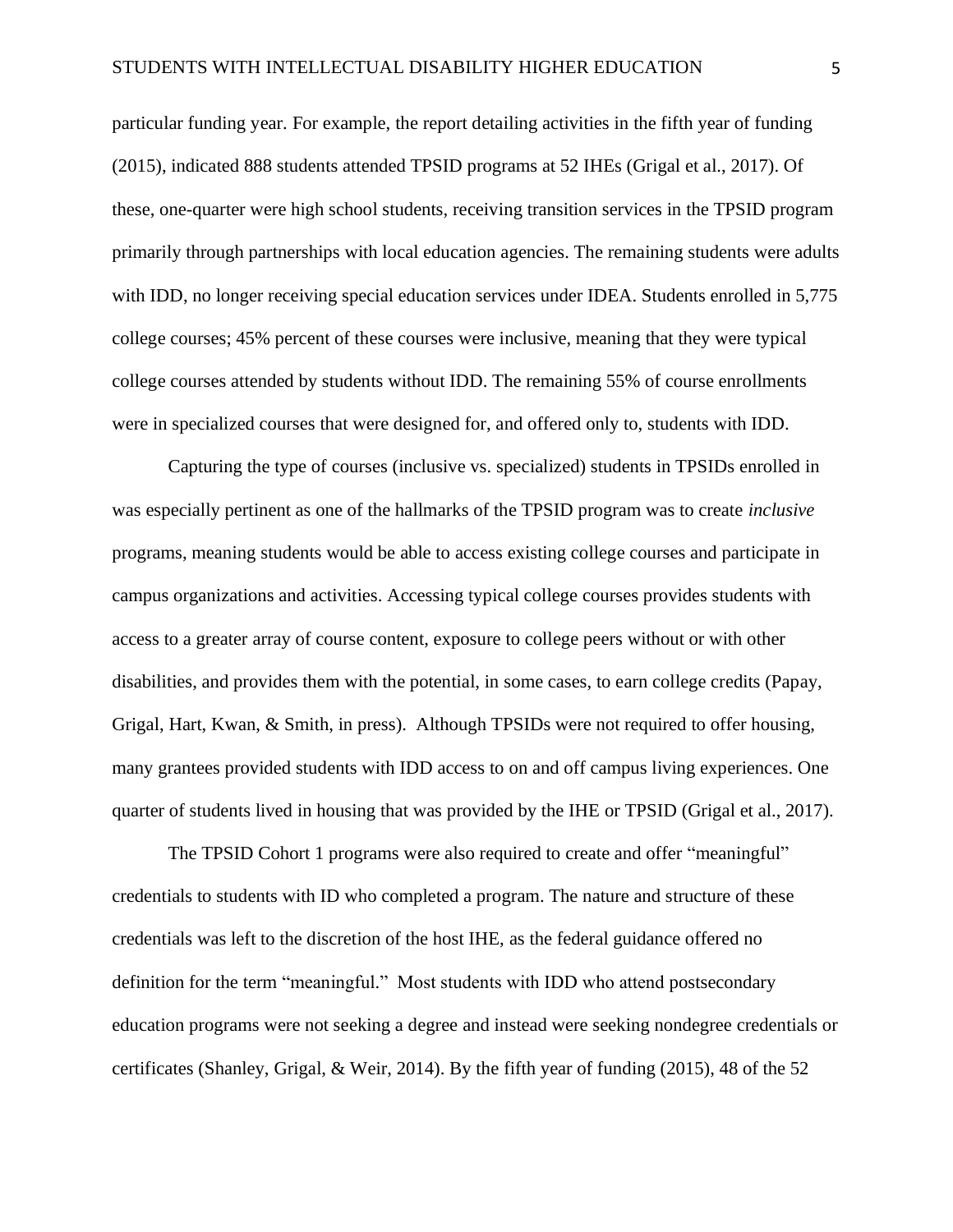particular funding year. For example, the report detailing activities in the fifth year of funding (2015), indicated 888 students attended TPSID programs at 52 IHEs (Grigal et al., 2017). Of these, one-quarter were high school students, receiving transition services in the TPSID program primarily through partnerships with local education agencies. The remaining students were adults with IDD, no longer receiving special education services under IDEA. Students enrolled in 5,775 college courses; 45% percent of these courses were inclusive, meaning that they were typical college courses attended by students without IDD. The remaining 55% of course enrollments were in specialized courses that were designed for, and offered only to, students with IDD.

Capturing the type of courses (inclusive vs. specialized) students in TPSIDs enrolled in was especially pertinent as one of the hallmarks of the TPSID program was to create *inclusive* programs, meaning students would be able to access existing college courses and participate in campus organizations and activities. Accessing typical college courses provides students with access to a greater array of course content, exposure to college peers without or with other disabilities, and provides them with the potential, in some cases, to earn college credits (Papay, Grigal, Hart, Kwan, & Smith, in press). Although TPSIDs were not required to offer housing, many grantees provided students with IDD access to on and off campus living experiences. One quarter of students lived in housing that was provided by the IHE or TPSID (Grigal et al., 2017).

The TPSID Cohort 1 programs were also required to create and offer "meaningful" credentials to students with ID who completed a program. The nature and structure of these credentials was left to the discretion of the host IHE, as the federal guidance offered no definition for the term "meaningful." Most students with IDD who attend postsecondary education programs were not seeking a degree and instead were seeking nondegree credentials or certificates (Shanley, Grigal, & Weir, 2014). By the fifth year of funding (2015), 48 of the 52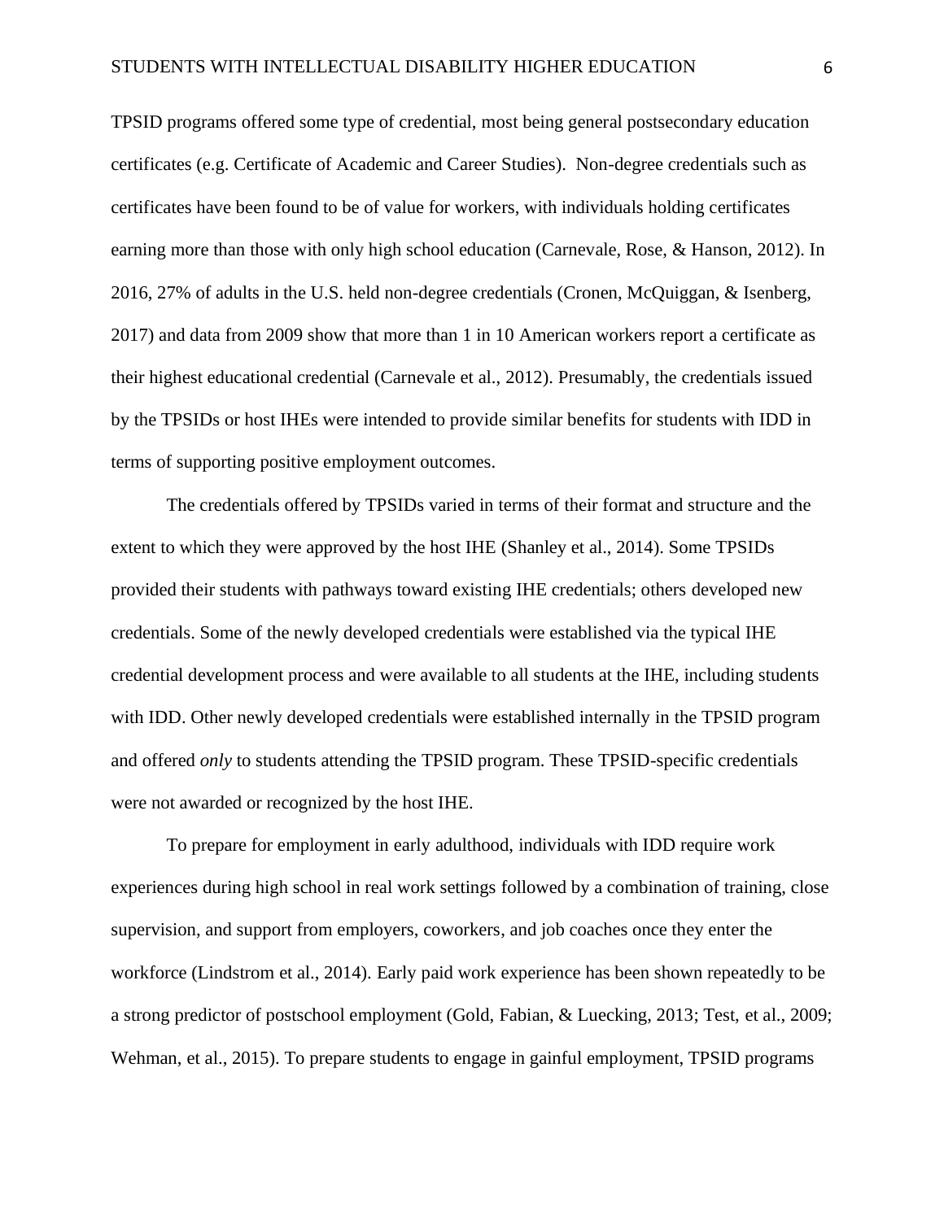TPSID programs offered some type of credential, most being general postsecondary education certificates (e.g. Certificate of Academic and Career Studies). Non-degree credentials such as certificates have been found to be of value for workers, with individuals holding certificates earning more than those with only high school education (Carnevale, Rose, & Hanson, 2012). In 2016, 27% of adults in the U.S. held non-degree credentials (Cronen, McQuiggan, & Isenberg, 2017) and data from 2009 show that more than 1 in 10 American workers report a certificate as their highest educational credential (Carnevale et al., 2012). Presumably, the credentials issued by the TPSIDs or host IHEs were intended to provide similar benefits for students with IDD in terms of supporting positive employment outcomes.

The credentials offered by TPSIDs varied in terms of their format and structure and the extent to which they were approved by the host IHE (Shanley et al., 2014). Some TPSIDs provided their students with pathways toward existing IHE credentials; others developed new credentials. Some of the newly developed credentials were established via the typical IHE credential development process and were available to all students at the IHE, including students with IDD. Other newly developed credentials were established internally in the TPSID program and offered *only* to students attending the TPSID program. These TPSID-specific credentials were not awarded or recognized by the host IHE.

To prepare for employment in early adulthood, individuals with IDD require work experiences during high school in real work settings followed by a combination of training, close supervision, and support from employers, coworkers, and job coaches once they enter the workforce (Lindstrom et al., 2014). Early paid work experience has been shown repeatedly to be a strong predictor of postschool employment (Gold, Fabian, & Luecking, 2013; Test, et al., 2009; Wehman, et al., 2015). To prepare students to engage in gainful employment, TPSID programs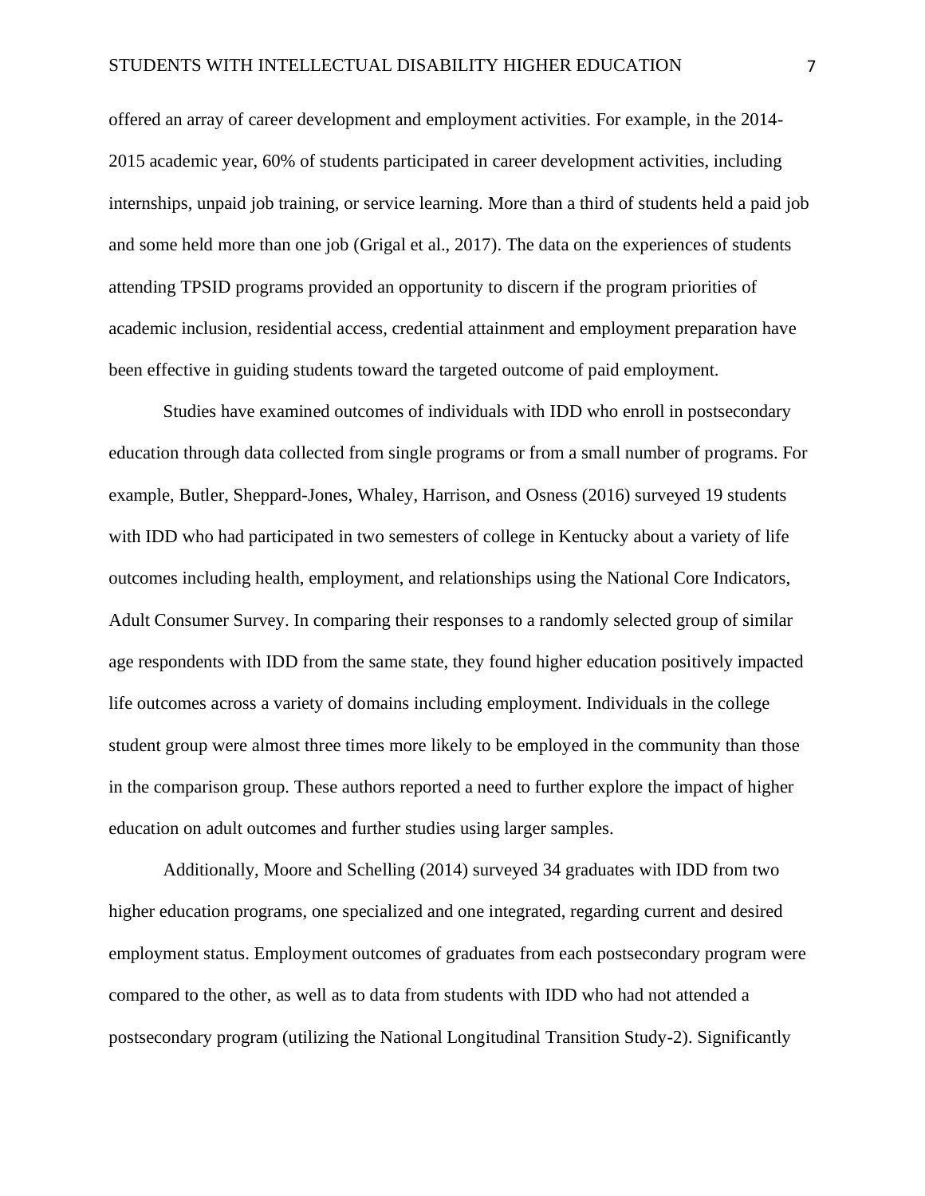offered an array of career development and employment activities. For example, in the 2014-2015 academic year, 60% of students participated in career development activities, including internships, unpaid job training, or service learning. More than a third of students held a paid job and some held more than one job (Grigal et al., 2017). The data on the experiences of students attending TPSID programs provided an opportunity to discern if the program priorities of academic inclusion, residential access, credential attainment and employment preparation have been effective in guiding students toward the targeted outcome of paid employment.

Studies have examined outcomes of individuals with IDD who enroll in postsecondary education through data collected from single programs or from a small number of programs. For example, Butler, Sheppard-Jones, Whaley, Harrison, and Osness (2016) surveyed 19 students with IDD who had participated in two semesters of college in Kentucky about a variety of life outcomes including health, employment, and relationships using the National Core Indicators, Adult Consumer Survey. In comparing their responses to a randomly selected group of similar age respondents with IDD from the same state, they found higher education positively impacted life outcomes across a variety of domains including employment. Individuals in the college student group were almost three times more likely to be employed in the community than those in the comparison group. These authors reported a need to further explore the impact of higher education on adult outcomes and further studies using larger samples.

Additionally, Moore and Schelling (2014) surveyed 34 graduates with IDD from two higher education programs, one specialized and one integrated, regarding current and desired employment status. Employment outcomes of graduates from each postsecondary program were compared to the other, as well as to data from students with IDD who had not attended a postsecondary program (utilizing the National Longitudinal Transition Study-2). Significantly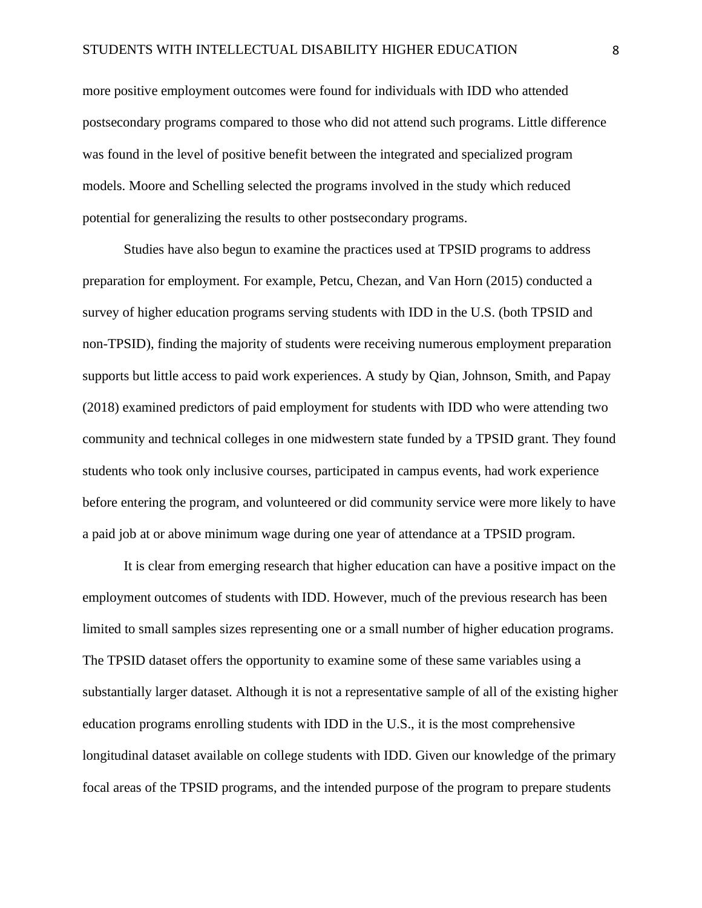more positive employment outcomes were found for individuals with IDD who attended postsecondary programs compared to those who did not attend such programs. Little difference was found in the level of positive benefit between the integrated and specialized program models. Moore and Schelling selected the programs involved in the study which reduced potential for generalizing the results to other postsecondary programs.

Studies have also begun to examine the practices used at TPSID programs to address preparation for employment. For example, Petcu, Chezan, and Van Horn (2015) conducted a survey of higher education programs serving students with IDD in the U.S. (both TPSID and non-TPSID), finding the majority of students were receiving numerous employment preparation supports but little access to paid work experiences. A study by Qian, Johnson, Smith, and Papay (2018) examined predictors of paid employment for students with IDD who were attending two community and technical colleges in one midwestern state funded by a TPSID grant. They found students who took only inclusive courses, participated in campus events, had work experience before entering the program, and volunteered or did community service were more likely to have a paid job at or above minimum wage during one year of attendance at a TPSID program.

It is clear from emerging research that higher education can have a positive impact on the employment outcomes of students with IDD. However, much of the previous research has been limited to small samples sizes representing one or a small number of higher education programs. The TPSID dataset offers the opportunity to examine some of these same variables using a substantially larger dataset. Although it is not a representative sample of all of the existing higher education programs enrolling students with IDD in the U.S., it is the most comprehensive longitudinal dataset available on college students with IDD. Given our knowledge of the primary focal areas of the TPSID programs, and the intended purpose of the program to prepare students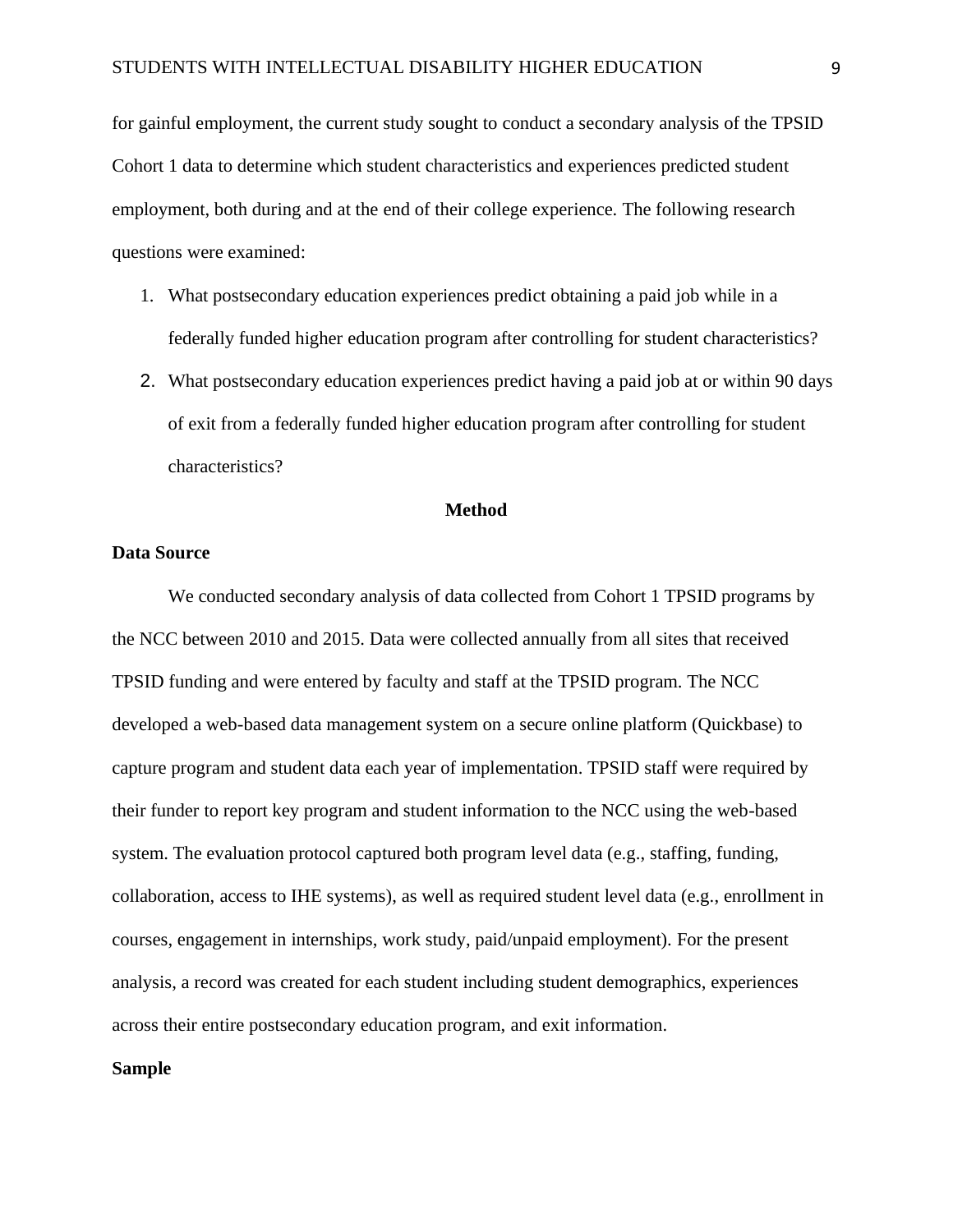for gainful employment, the current study sought to conduct a secondary analysis of the TPSID Cohort 1 data to determine which student characteristics and experiences predicted student employment, both during and at the end of their college experience. The following research questions were examined:

1. What postsecondary education experiences predict obtaining a paid job while in a federally funded higher education program after controlling for student characteristics?
2. What postsecondary education experiences predict having a paid job at or within 90 days of exit from a federally funded higher education program after controlling for student characteristics?

## Method

### Data Source

We conducted secondary analysis of data collected from Cohort 1 TPSID programs by the NCC between 2010 and 2015. Data were collected annually from all sites that received TPSID funding and were entered by faculty and staff at the TPSID program. The NCC developed a web-based data management system on a secure online platform (Quickbase) to capture program and student data each year of implementation. TPSID staff were required by their funder to report key program and student information to the NCC using the web-based system. The evaluation protocol captured both program level data (e.g., staffing, funding, collaboration, access to IHE systems), as well as required student level data (e.g., enrollment in courses, engagement in internships, work study, paid/unpaid employment). For the present analysis, a record was created for each student including student demographics, experiences across their entire postsecondary education program, and exit information.

### Sample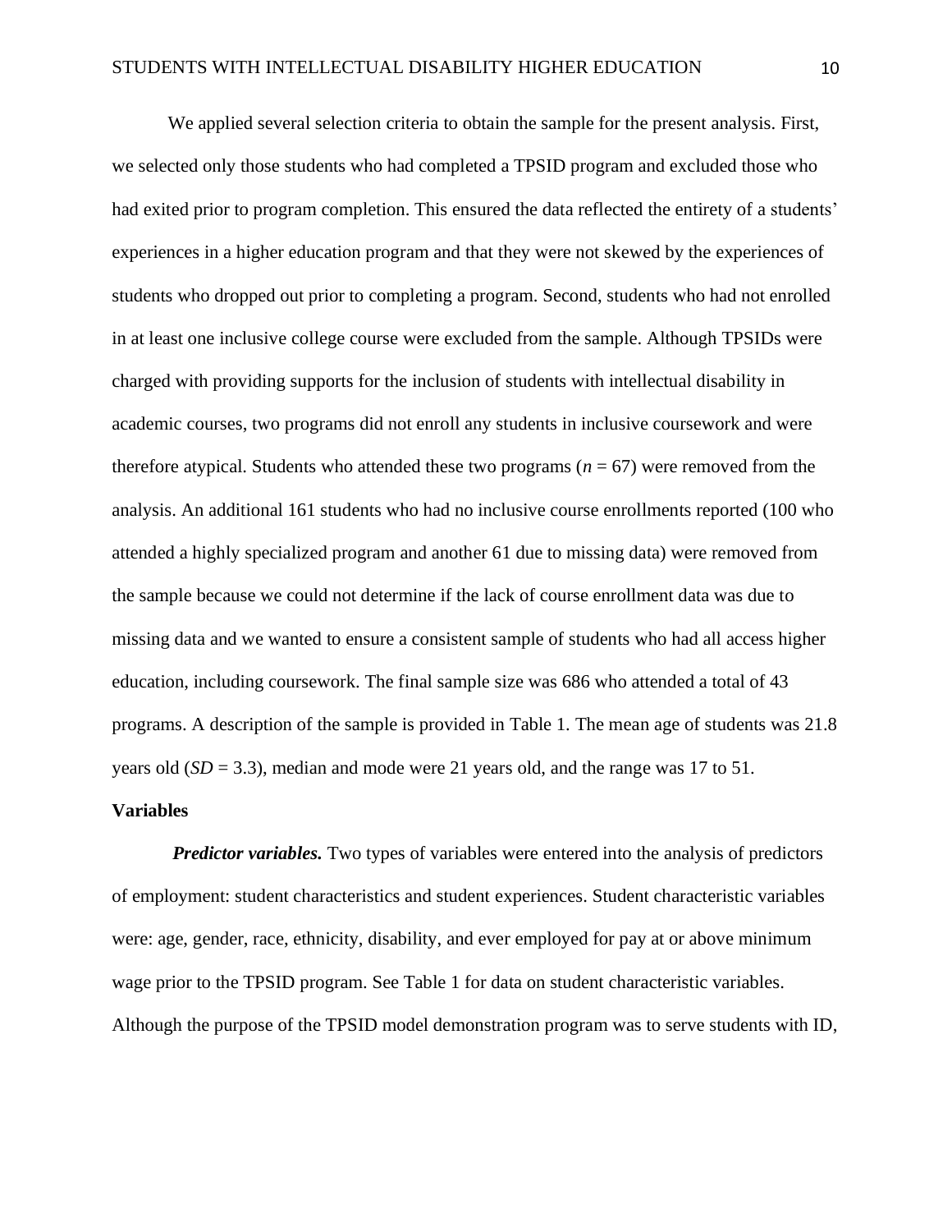We applied several selection criteria to obtain the sample for the present analysis. First, we selected only those students who had completed a TPSID program and excluded those who had exited prior to program completion. This ensured the data reflected the entirety of a students' experiences in a higher education program and that they were not skewed by the experiences of students who dropped out prior to completing a program. Second, students who had not enrolled in at least one inclusive college course were excluded from the sample. Although TPSIDs were charged with providing supports for the inclusion of students with intellectual disability in academic courses, two programs did not enroll any students in inclusive coursework and were therefore atypical. Students who attended these two programs ($n$ = 67) were removed from the analysis. An additional 161 students who had no inclusive course enrollments reported (100 who attended a highly specialized program and another 61 due to missing data) were removed from the sample because we could not determine if the lack of course enrollment data was due to missing data and we wanted to ensure a consistent sample of students who had all access higher education, including coursework. The final sample size was 686 who attended a total of 43 programs. A description of the sample is provided in Table 1. The mean age of students was 21.8 years old ($SD$ = 3.3), median and mode were 21 years old, and the range was 17 to 51.

## Variables

***Predictor variables.*** Two types of variables were entered into the analysis of predictors of employment: student characteristics and student experiences. Student characteristic variables were: age, gender, race, ethnicity, disability, and ever employed for pay at or above minimum wage prior to the TPSID program. See Table 1 for data on student characteristic variables. Although the purpose of the TPSID model demonstration program was to serve students with ID,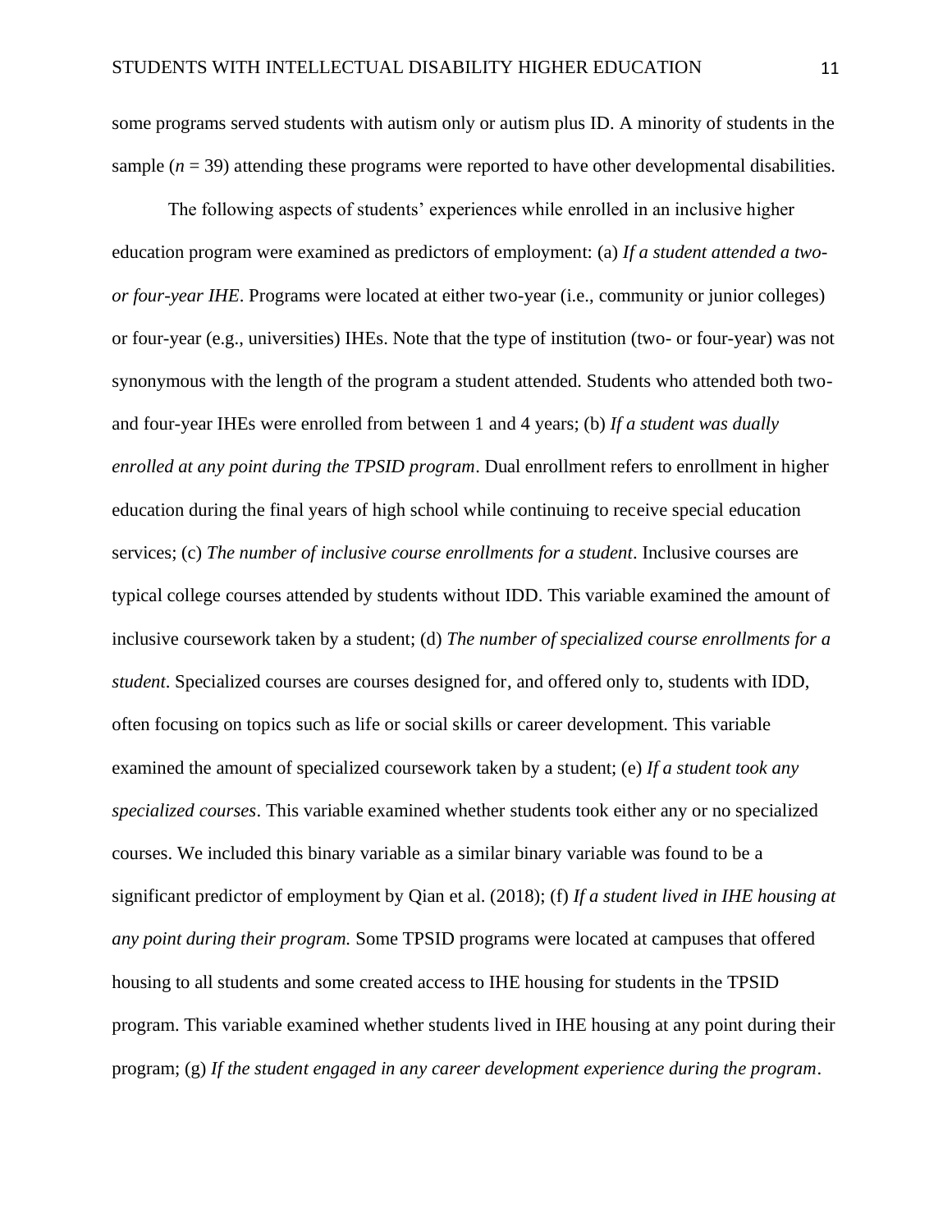some programs served students with autism only or autism plus ID. A minority of students in the sample ($n$ = 39) attending these programs were reported to have other developmental disabilities.

The following aspects of students' experiences while enrolled in an inclusive higher education program were examined as predictors of employment: (a) *If a student attended a two- or four-year IHE*. Programs were located at either two-year (i.e., community or junior colleges) or four-year (e.g., universities) IHEs. Note that the type of institution (two- or four-year) was not synonymous with the length of the program a student attended. Students who attended both two- and four-year IHEs were enrolled from between 1 and 4 years; (b) *If a student was dually enrolled at any point during the TPSID program*. Dual enrollment refers to enrollment in higher education during the final years of high school while continuing to receive special education services; (c) *The number of inclusive course enrollments for a student*. Inclusive courses are typical college courses attended by students without IDD. This variable examined the amount of inclusive coursework taken by a student; (d) *The number of specialized course enrollments for a student*. Specialized courses are courses designed for, and offered only to, students with IDD, often focusing on topics such as life or social skills or career development. This variable examined the amount of specialized coursework taken by a student; (e) *If a student took any specialized courses*. This variable examined whether students took either any or no specialized courses. We included this binary variable as a similar binary variable was found to be a significant predictor of employment by Qian et al. (2018); (f) *If a student lived in IHE housing at any point during their program.* Some TPSID programs were located at campuses that offered housing to all students and some created access to IHE housing for students in the TPSID program. This variable examined whether students lived in IHE housing at any point during their program; (g) *If the student engaged in any career development experience during the program*.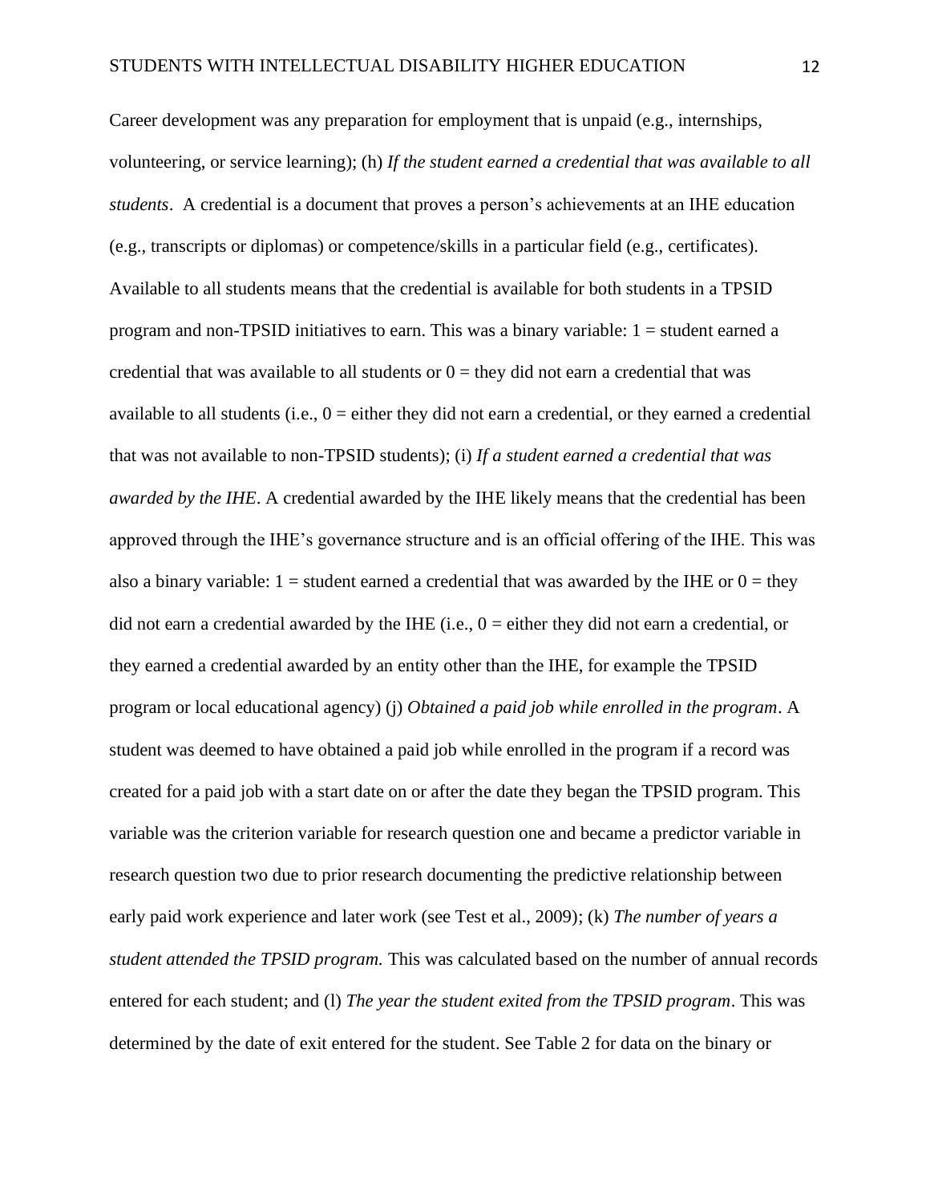Career development was any preparation for employment that is unpaid (e.g., internships, volunteering, or service learning); (h) *If the student earned a credential that was available to all students*. A credential is a document that proves a person's achievements at an IHE education (e.g., transcripts or diplomas) or competence/skills in a particular field (e.g., certificates). Available to all students means that the credential is available for both students in a TPSID program and non-TPSID initiatives to earn. This was a binary variable: 1 = student earned a credential that was available to all students or 0 = they did not earn a credential that was available to all students (i.e., 0 = either they did not earn a credential, or they earned a credential that was not available to non-TPSID students); (i) *If a student earned a credential that was awarded by the IHE*. A credential awarded by the IHE likely means that the credential has been approved through the IHE's governance structure and is an official offering of the IHE. This was also a binary variable: 1 = student earned a credential that was awarded by the IHE or 0 = they did not earn a credential awarded by the IHE (i.e., 0 = either they did not earn a credential, or they earned a credential awarded by an entity other than the IHE, for example the TPSID program or local educational agency) (j) *Obtained a paid job while enrolled in the program*. A student was deemed to have obtained a paid job while enrolled in the program if a record was created for a paid job with a start date on or after the date they began the TPSID program. This variable was the criterion variable for research question one and became a predictor variable in research question two due to prior research documenting the predictive relationship between early paid work experience and later work (see Test et al., 2009); (k) *The number of years a student attended the TPSID program.* This was calculated based on the number of annual records entered for each student; and (l) *The year the student exited from the TPSID program*. This was determined by the date of exit entered for the student. See Table 2 for data on the binary or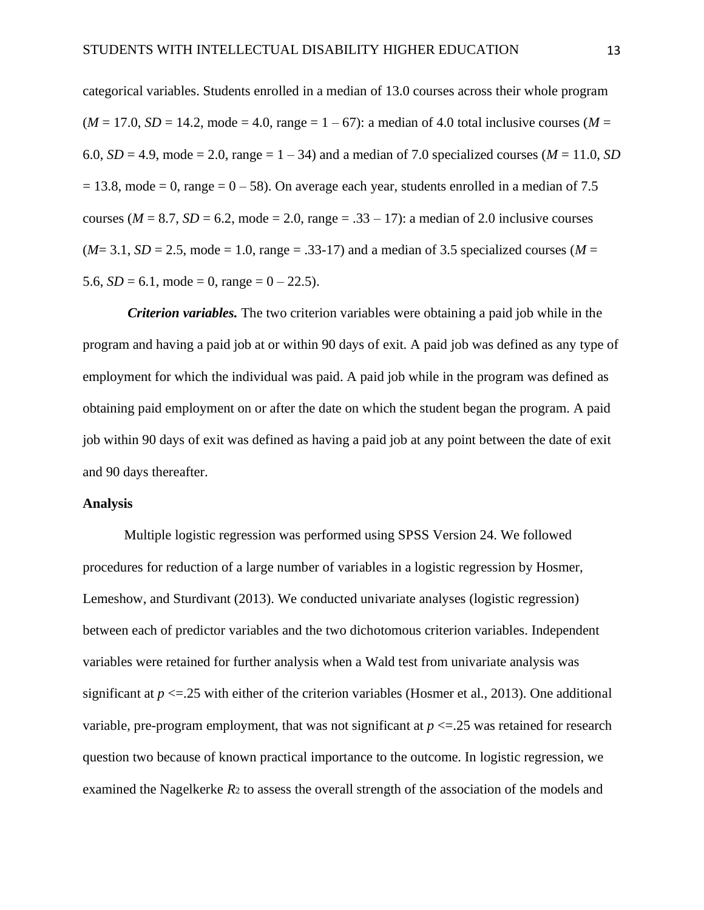categorical variables. Students enrolled in a median of 13.0 courses across their whole program ($M$ = 17.0, $SD$ = 14.2, mode = 4.0, range = 1 – 67): a median of 4.0 total inclusive courses ($M$ = 6.0, $SD$ = 4.9, mode = 2.0, range = 1 – 34) and a median of 7.0 specialized courses ($M$ = 11.0, $SD$ = 13.8, mode = 0, range = 0 – 58). On average each year, students enrolled in a median of 7.5 courses ($M$ = 8.7, $SD$ = 6.2, mode = 2.0, range = .33 – 17): a median of 2.0 inclusive courses ($M$= 3.1, $SD$ = 2.5, mode = 1.0, range = .33-17) and a median of 3.5 specialized courses ($M$ = 5.6, $SD$ = 6.1, mode = 0, range = 0 – 22.5).

***Criterion variables.*** The two criterion variables were obtaining a paid job while in the program and having a paid job at or within 90 days of exit. A paid job was defined as any type of employment for which the individual was paid. A paid job while in the program was defined as obtaining paid employment on or after the date on which the student began the program. A paid job within 90 days of exit was defined as having a paid job at any point between the date of exit and 90 days thereafter.

**Analysis**

Multiple logistic regression was performed using SPSS Version 24. We followed procedures for reduction of a large number of variables in a logistic regression by Hosmer, Lemeshow, and Sturdivant (2013). We conducted univariate analyses (logistic regression) between each of predictor variables and the two dichotomous criterion variables. Independent variables were retained for further analysis when a Wald test from univariate analysis was significant at $p$ <=.25 with either of the criterion variables (Hosmer et al., 2013). One additional variable, pre-program employment, that was not significant at $p$ <=.25 was retained for research question two because of known practical importance to the outcome. In logistic regression, we examined the Nagelkerke $R_2$ to assess the overall strength of the association of the models and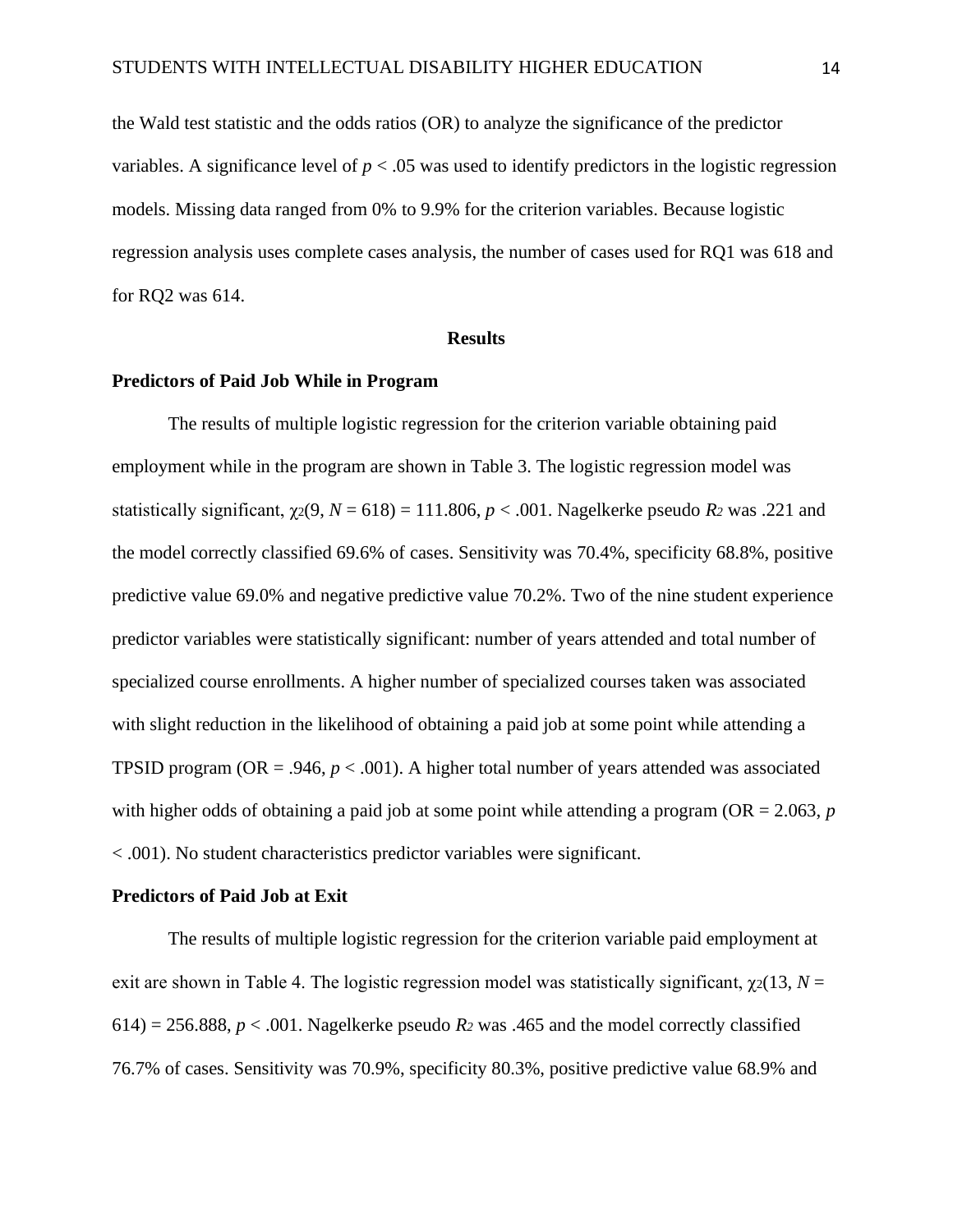the Wald test statistic and the odds ratios (OR) to analyze the significance of the predictor variables. A significance level of $p < .05$ was used to identify predictors in the logistic regression models. Missing data ranged from 0% to 9.9% for the criterion variables. Because logistic regression analysis uses complete cases analysis, the number of cases used for RQ1 was 618 and for RQ2 was 614.

## Results

### Predictors of Paid Job While in Program

The results of multiple logistic regression for the criterion variable obtaining paid employment while in the program are shown in Table 3. The logistic regression model was statistically significant, $\chi^2(9, N = 618) = 111.806$, $p < .001$. Nagelkerke pseudo $R^2$ was .221 and the model correctly classified 69.6% of cases. Sensitivity was 70.4%, specificity 68.8%, positive predictive value 69.0% and negative predictive value 70.2%. Two of the nine student experience predictor variables were statistically significant: number of years attended and total number of specialized course enrollments. A higher number of specialized courses taken was associated with slight reduction in the likelihood of obtaining a paid job at some point while attending a TPSID program (OR = .946, $p < .001$). A higher total number of years attended was associated with higher odds of obtaining a paid job at some point while attending a program (OR = 2.063, $p < .001$). No student characteristics predictor variables were significant.

### Predictors of Paid Job at Exit

The results of multiple logistic regression for the criterion variable paid employment at exit are shown in Table 4. The logistic regression model was statistically significant, $\chi^2(13, N = 614) = 256.888$, $p < .001$. Nagelkerke pseudo $R^2$ was .465 and the model correctly classified 76.7% of cases. Sensitivity was 70.9%, specificity 80.3%, positive predictive value 68.9% and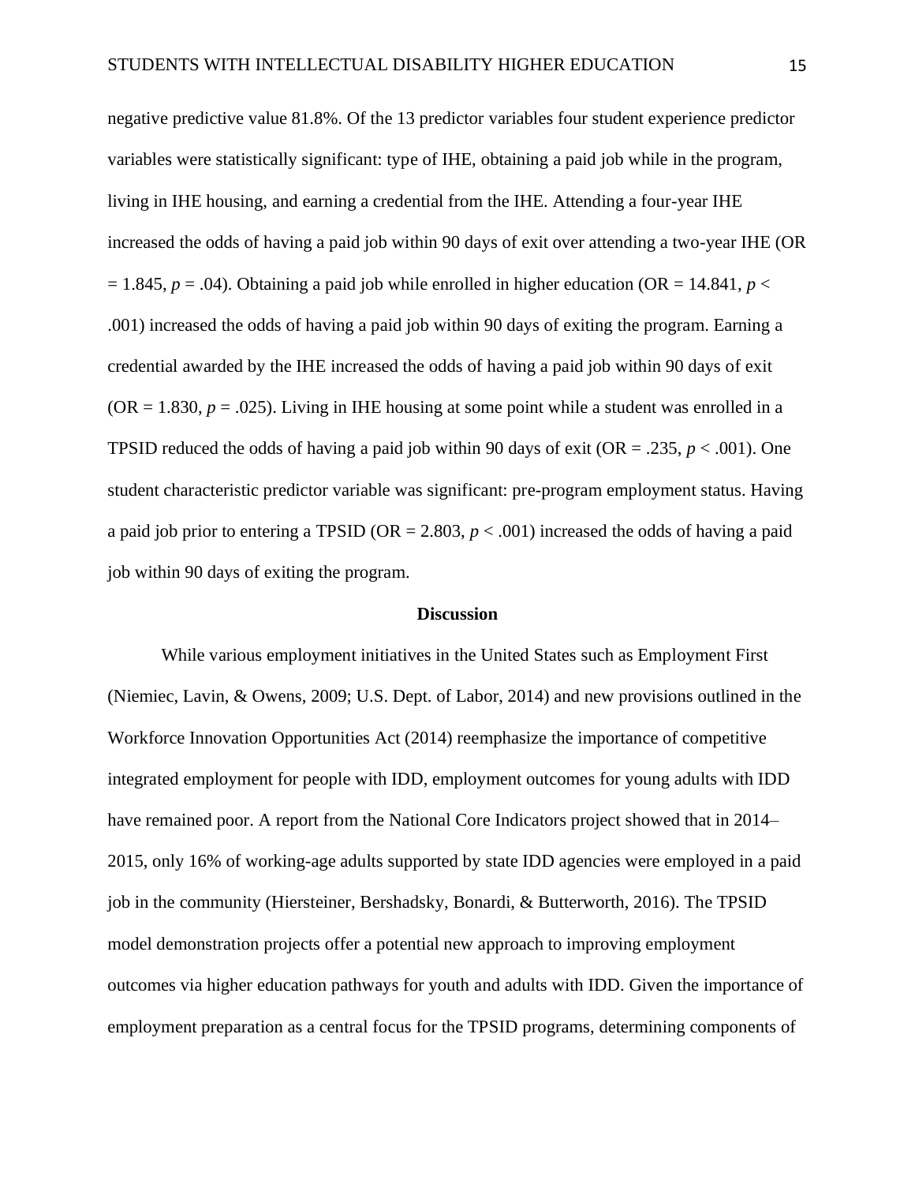negative predictive value 81.8%. Of the 13 predictor variables four student experience predictor variables were statistically significant: type of IHE, obtaining a paid job while in the program, living in IHE housing, and earning a credential from the IHE. Attending a four-year IHE increased the odds of having a paid job within 90 days of exit over attending a two-year IHE (OR = 1.845, $p = .04$). Obtaining a paid job while enrolled in higher education (OR = 14.841, $p < .001$) increased the odds of having a paid job within 90 days of exiting the program. Earning a credential awarded by the IHE increased the odds of having a paid job within 90 days of exit (OR = 1.830, $p = .025$). Living in IHE housing at some point while a student was enrolled in a TPSID reduced the odds of having a paid job within 90 days of exit (OR = .235, $p < .001$). One student characteristic predictor variable was significant: pre-program employment status. Having a paid job prior to entering a TPSID (OR = 2.803, $p < .001$) increased the odds of having a paid job within 90 days of exiting the program.

## Discussion

While various employment initiatives in the United States such as Employment First (Niemiec, Lavin, & Owens, 2009; U.S. Dept. of Labor, 2014) and new provisions outlined in the Workforce Innovation Opportunities Act (2014) reemphasize the importance of competitive integrated employment for people with IDD, employment outcomes for young adults with IDD have remained poor. A report from the National Core Indicators project showed that in 2014–2015, only 16% of working-age adults supported by state IDD agencies were employed in a paid job in the community (Hiersteiner, Bershadsky, Bonardi, & Butterworth, 2016). The TPSID model demonstration projects offer a potential new approach to improving employment outcomes via higher education pathways for youth and adults with IDD. Given the importance of employment preparation as a central focus for the TPSID programs, determining components of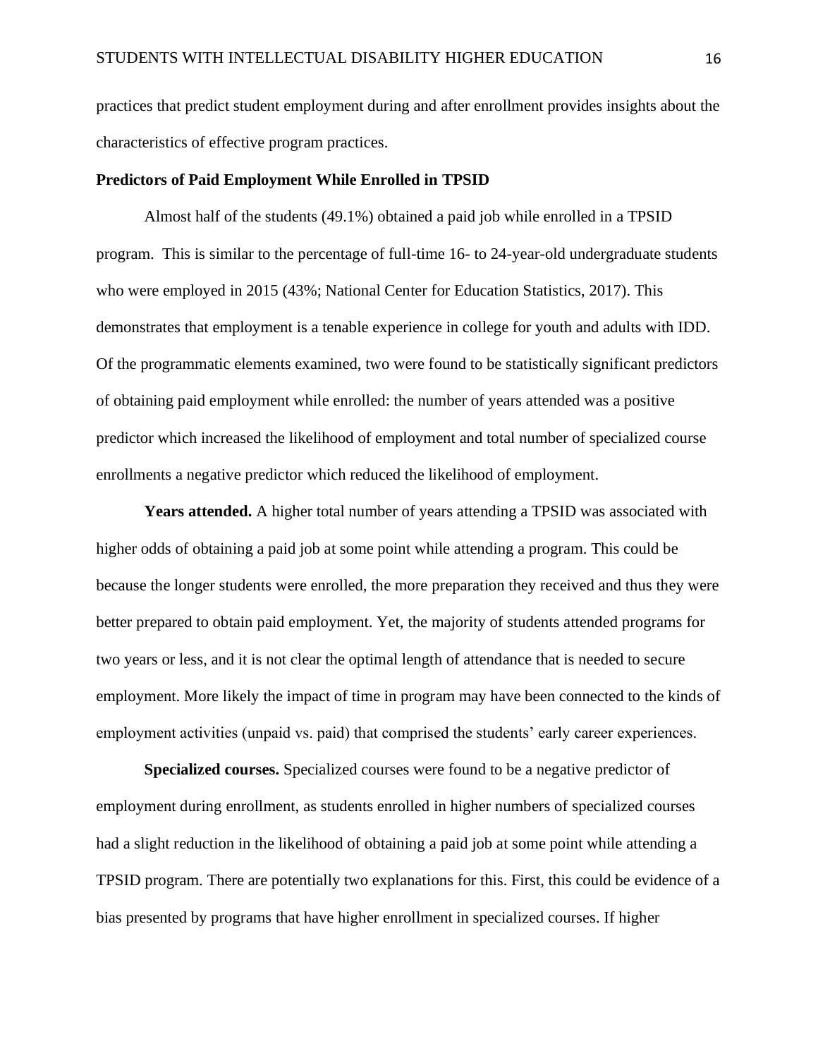practices that predict student employment during and after enrollment provides insights about the characteristics of effective program practices.

**Predictors of Paid Employment While Enrolled in TPSID**

Almost half of the students (49.1%) obtained a paid job while enrolled in a TPSID program. This is similar to the percentage of full-time 16- to 24-year-old undergraduate students who were employed in 2015 (43%; National Center for Education Statistics, 2017). This demonstrates that employment is a tenable experience in college for youth and adults with IDD. Of the programmatic elements examined, two were found to be statistically significant predictors of obtaining paid employment while enrolled: the number of years attended was a positive predictor which increased the likelihood of employment and total number of specialized course enrollments a negative predictor which reduced the likelihood of employment.

**Years attended.** A higher total number of years attending a TPSID was associated with higher odds of obtaining a paid job at some point while attending a program. This could be because the longer students were enrolled, the more preparation they received and thus they were better prepared to obtain paid employment. Yet, the majority of students attended programs for two years or less, and it is not clear the optimal length of attendance that is needed to secure employment. More likely the impact of time in program may have been connected to the kinds of employment activities (unpaid vs. paid) that comprised the students' early career experiences.

**Specialized courses.** Specialized courses were found to be a negative predictor of employment during enrollment, as students enrolled in higher numbers of specialized courses had a slight reduction in the likelihood of obtaining a paid job at some point while attending a TPSID program. There are potentially two explanations for this. First, this could be evidence of a bias presented by programs that have higher enrollment in specialized courses. If higher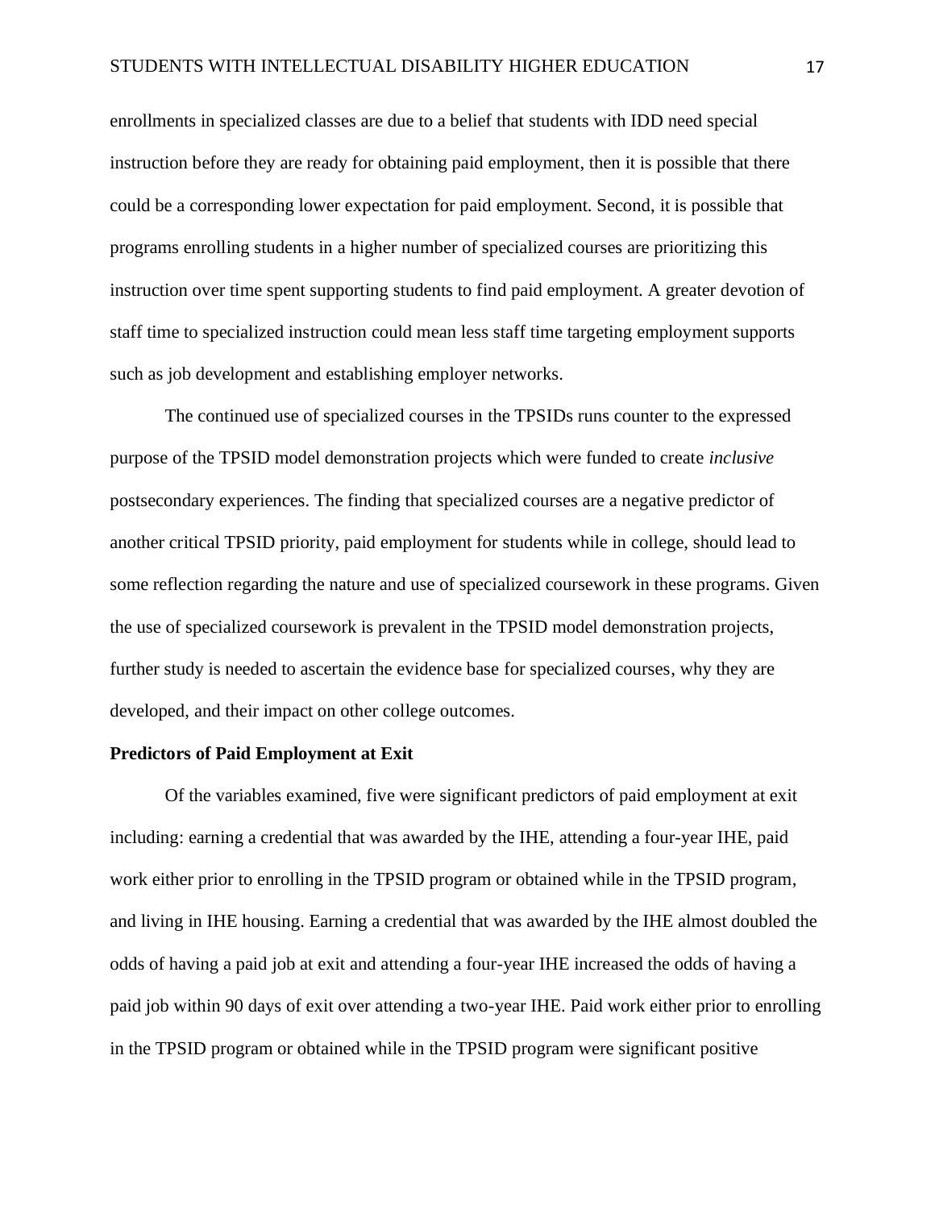enrollments in specialized classes are due to a belief that students with IDD need special instruction before they are ready for obtaining paid employment, then it is possible that there could be a corresponding lower expectation for paid employment. Second, it is possible that programs enrolling students in a higher number of specialized courses are prioritizing this instruction over time spent supporting students to find paid employment. A greater devotion of staff time to specialized instruction could mean less staff time targeting employment supports such as job development and establishing employer networks.

The continued use of specialized courses in the TPSIDs runs counter to the expressed purpose of the TPSID model demonstration projects which were funded to create *inclusive* postsecondary experiences. The finding that specialized courses are a negative predictor of another critical TPSID priority, paid employment for students while in college, should lead to some reflection regarding the nature and use of specialized coursework in these programs. Given the use of specialized coursework is prevalent in the TPSID model demonstration projects, further study is needed to ascertain the evidence base for specialized courses, why they are developed, and their impact on other college outcomes.

**Predictors of Paid Employment at Exit**

Of the variables examined, five were significant predictors of paid employment at exit including: earning a credential that was awarded by the IHE, attending a four-year IHE, paid work either prior to enrolling in the TPSID program or obtained while in the TPSID program, and living in IHE housing. Earning a credential that was awarded by the IHE almost doubled the odds of having a paid job at exit and attending a four-year IHE increased the odds of having a paid job within 90 days of exit over attending a two-year IHE. Paid work either prior to enrolling in the TPSID program or obtained while in the TPSID program were significant positive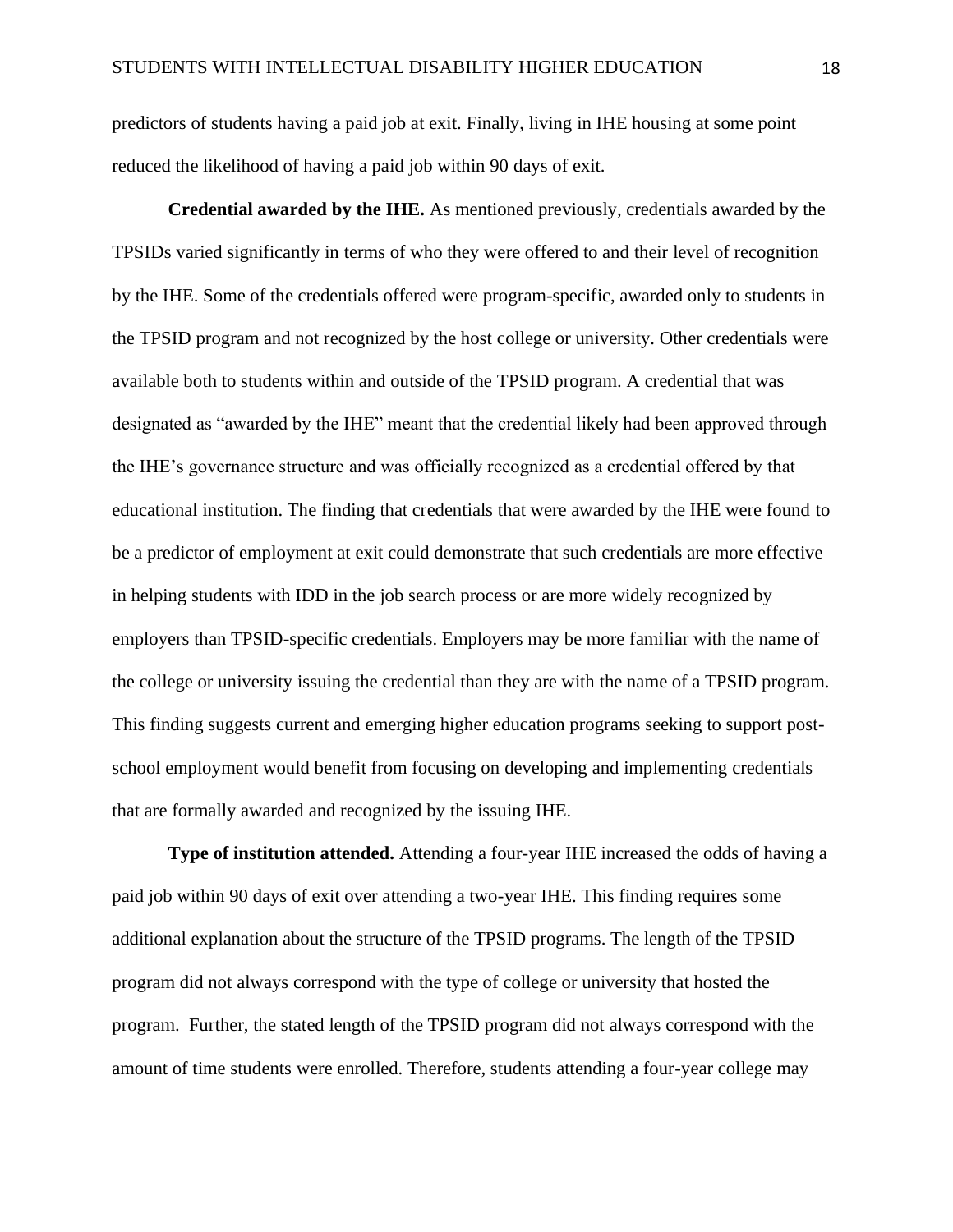predictors of students having a paid job at exit. Finally, living in IHE housing at some point reduced the likelihood of having a paid job within 90 days of exit.

**Credential awarded by the IHE.** As mentioned previously, credentials awarded by the TPSIDs varied significantly in terms of who they were offered to and their level of recognition by the IHE. Some of the credentials offered were program-specific, awarded only to students in the TPSID program and not recognized by the host college or university. Other credentials were available both to students within and outside of the TPSID program. A credential that was designated as "awarded by the IHE" meant that the credential likely had been approved through the IHE's governance structure and was officially recognized as a credential offered by that educational institution. The finding that credentials that were awarded by the IHE were found to be a predictor of employment at exit could demonstrate that such credentials are more effective in helping students with IDD in the job search process or are more widely recognized by employers than TPSID-specific credentials. Employers may be more familiar with the name of the college or university issuing the credential than they are with the name of a TPSID program. This finding suggests current and emerging higher education programs seeking to support post-school employment would benefit from focusing on developing and implementing credentials that are formally awarded and recognized by the issuing IHE.

**Type of institution attended.** Attending a four-year IHE increased the odds of having a paid job within 90 days of exit over attending a two-year IHE. This finding requires some additional explanation about the structure of the TPSID programs. The length of the TPSID program did not always correspond with the type of college or university that hosted the program. Further, the stated length of the TPSID program did not always correspond with the amount of time students were enrolled. Therefore, students attending a four-year college may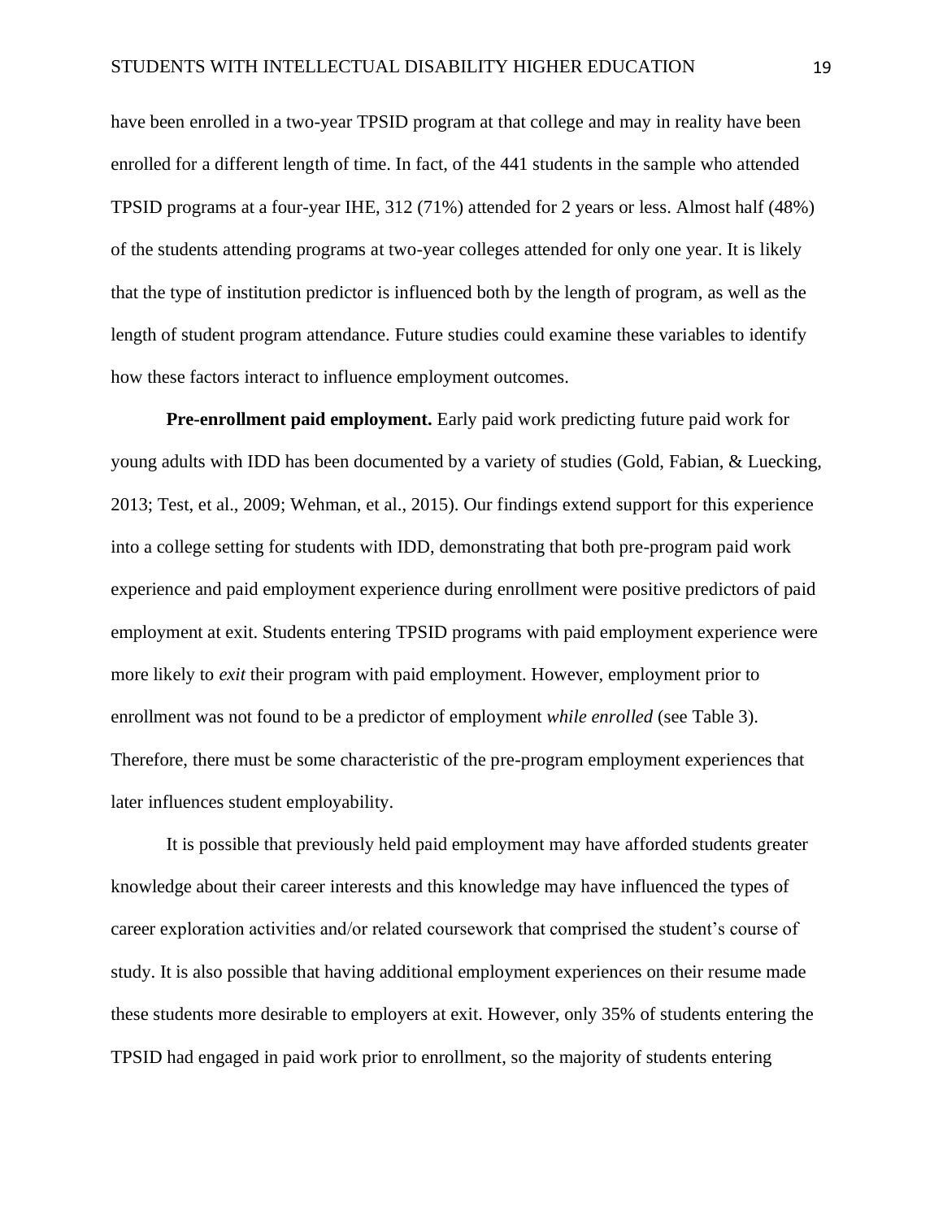have been enrolled in a two-year TPSID program at that college and may in reality have been enrolled for a different length of time. In fact, of the 441 students in the sample who attended TPSID programs at a four-year IHE, 312 (71%) attended for 2 years or less. Almost half (48%) of the students attending programs at two-year colleges attended for only one year. It is likely that the type of institution predictor is influenced both by the length of program, as well as the length of student program attendance. Future studies could examine these variables to identify how these factors interact to influence employment outcomes.

**Pre-enrollment paid employment.** Early paid work predicting future paid work for young adults with IDD has been documented by a variety of studies (Gold, Fabian, & Luecking, 2013; Test, et al., 2009; Wehman, et al., 2015). Our findings extend support for this experience into a college setting for students with IDD, demonstrating that both pre-program paid work experience and paid employment experience during enrollment were positive predictors of paid employment at exit. Students entering TPSID programs with paid employment experience were more likely to *exit* their program with paid employment. However, employment prior to enrollment was not found to be a predictor of employment *while enrolled* (see Table 3). Therefore, there must be some characteristic of the pre-program employment experiences that later influences student employability.

It is possible that previously held paid employment may have afforded students greater knowledge about their career interests and this knowledge may have influenced the types of career exploration activities and/or related coursework that comprised the student's course of study. It is also possible that having additional employment experiences on their resume made these students more desirable to employers at exit. However, only 35% of students entering the TPSID had engaged in paid work prior to enrollment, so the majority of students entering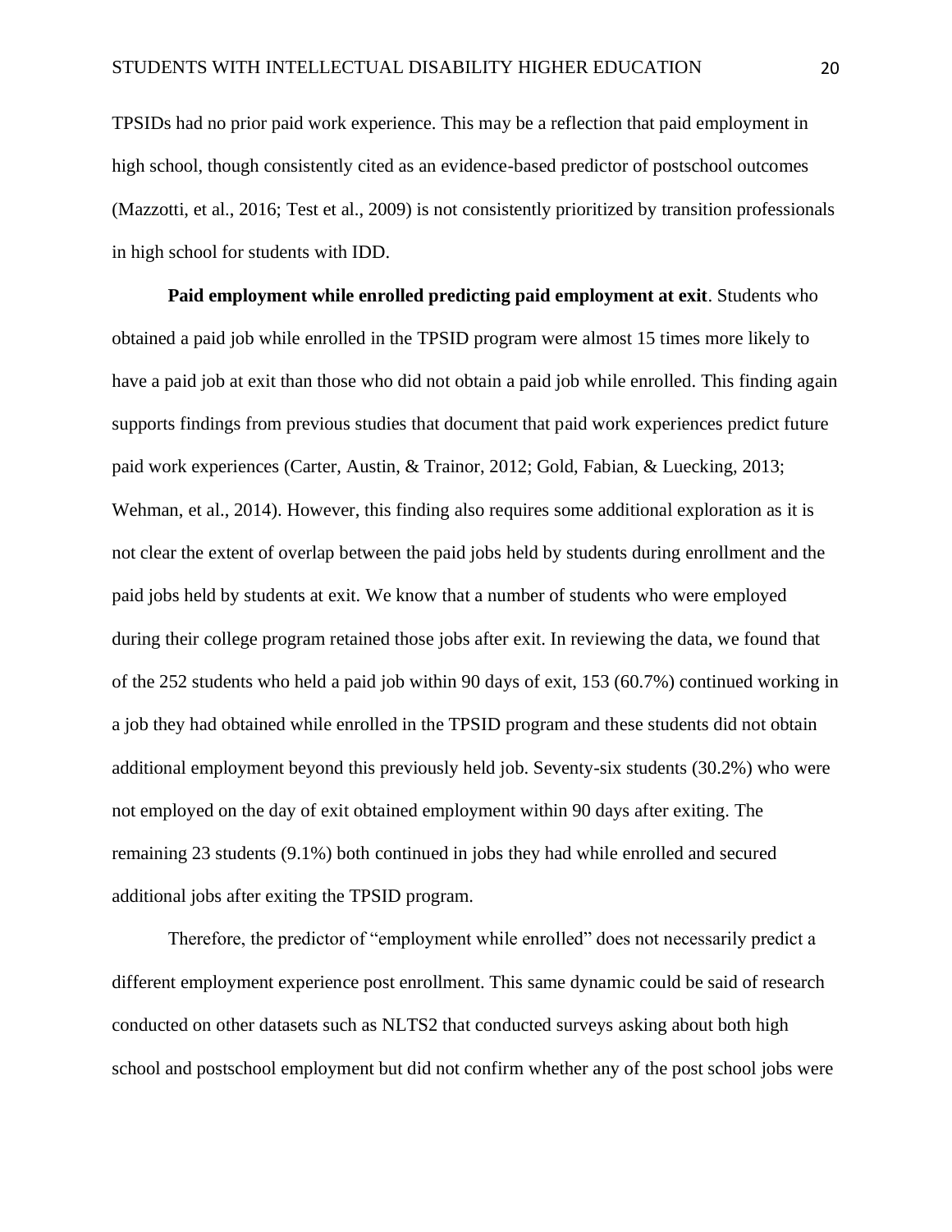TPSIDs had no prior paid work experience. This may be a reflection that paid employment in high school, though consistently cited as an evidence-based predictor of postschool outcomes (Mazzotti, et al., 2016; Test et al., 2009) is not consistently prioritized by transition professionals in high school for students with IDD.

**Paid employment while enrolled predicting paid employment at exit**. Students who obtained a paid job while enrolled in the TPSID program were almost 15 times more likely to have a paid job at exit than those who did not obtain a paid job while enrolled. This finding again supports findings from previous studies that document that paid work experiences predict future paid work experiences (Carter, Austin, & Trainor, 2012; Gold, Fabian, & Luecking, 2013; Wehman, et al., 2014). However, this finding also requires some additional exploration as it is not clear the extent of overlap between the paid jobs held by students during enrollment and the paid jobs held by students at exit. We know that a number of students who were employed during their college program retained those jobs after exit. In reviewing the data, we found that of the 252 students who held a paid job within 90 days of exit, 153 (60.7%) continued working in a job they had obtained while enrolled in the TPSID program and these students did not obtain additional employment beyond this previously held job. Seventy-six students (30.2%) who were not employed on the day of exit obtained employment within 90 days after exiting. The remaining 23 students (9.1%) both continued in jobs they had while enrolled and secured additional jobs after exiting the TPSID program.

Therefore, the predictor of "employment while enrolled" does not necessarily predict a different employment experience post enrollment. This same dynamic could be said of research conducted on other datasets such as NLTS2 that conducted surveys asking about both high school and postschool employment but did not confirm whether any of the post school jobs were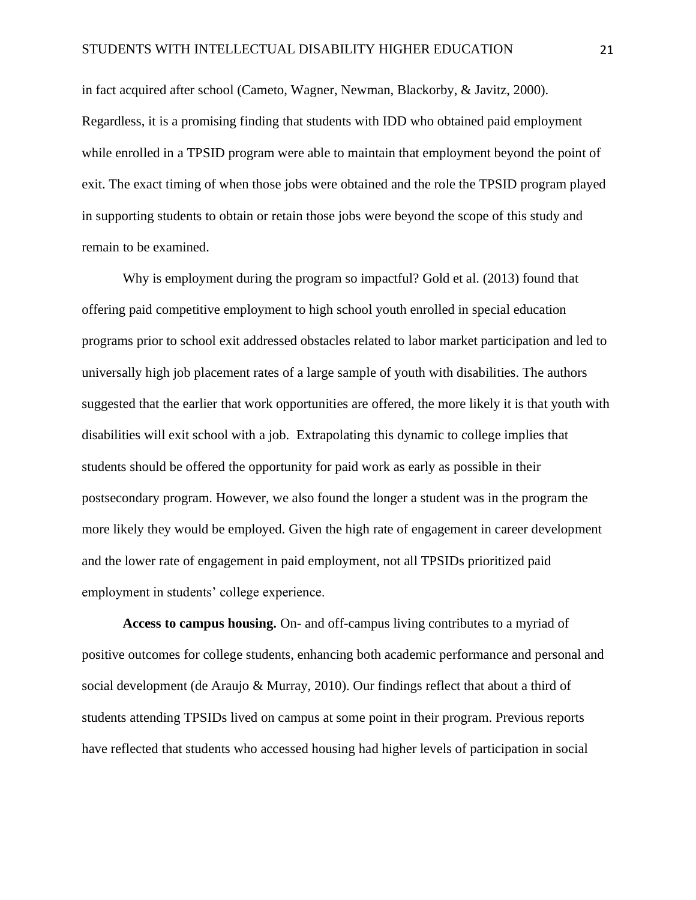in fact acquired after school (Cameto, Wagner, Newman, Blackorby, & Javitz, 2000). Regardless, it is a promising finding that students with IDD who obtained paid employment while enrolled in a TPSID program were able to maintain that employment beyond the point of exit. The exact timing of when those jobs were obtained and the role the TPSID program played in supporting students to obtain or retain those jobs were beyond the scope of this study and remain to be examined.

Why is employment during the program so impactful? Gold et al. (2013) found that offering paid competitive employment to high school youth enrolled in special education programs prior to school exit addressed obstacles related to labor market participation and led to universally high job placement rates of a large sample of youth with disabilities. The authors suggested that the earlier that work opportunities are offered, the more likely it is that youth with disabilities will exit school with a job. Extrapolating this dynamic to college implies that students should be offered the opportunity for paid work as early as possible in their postsecondary program. However, we also found the longer a student was in the program the more likely they would be employed. Given the high rate of engagement in career development and the lower rate of engagement in paid employment, not all TPSIDs prioritized paid employment in students' college experience.

**Access to campus housing.** On- and off-campus living contributes to a myriad of positive outcomes for college students, enhancing both academic performance and personal and social development (de Araujo & Murray, 2010). Our findings reflect that about a third of students attending TPSIDs lived on campus at some point in their program. Previous reports have reflected that students who accessed housing had higher levels of participation in social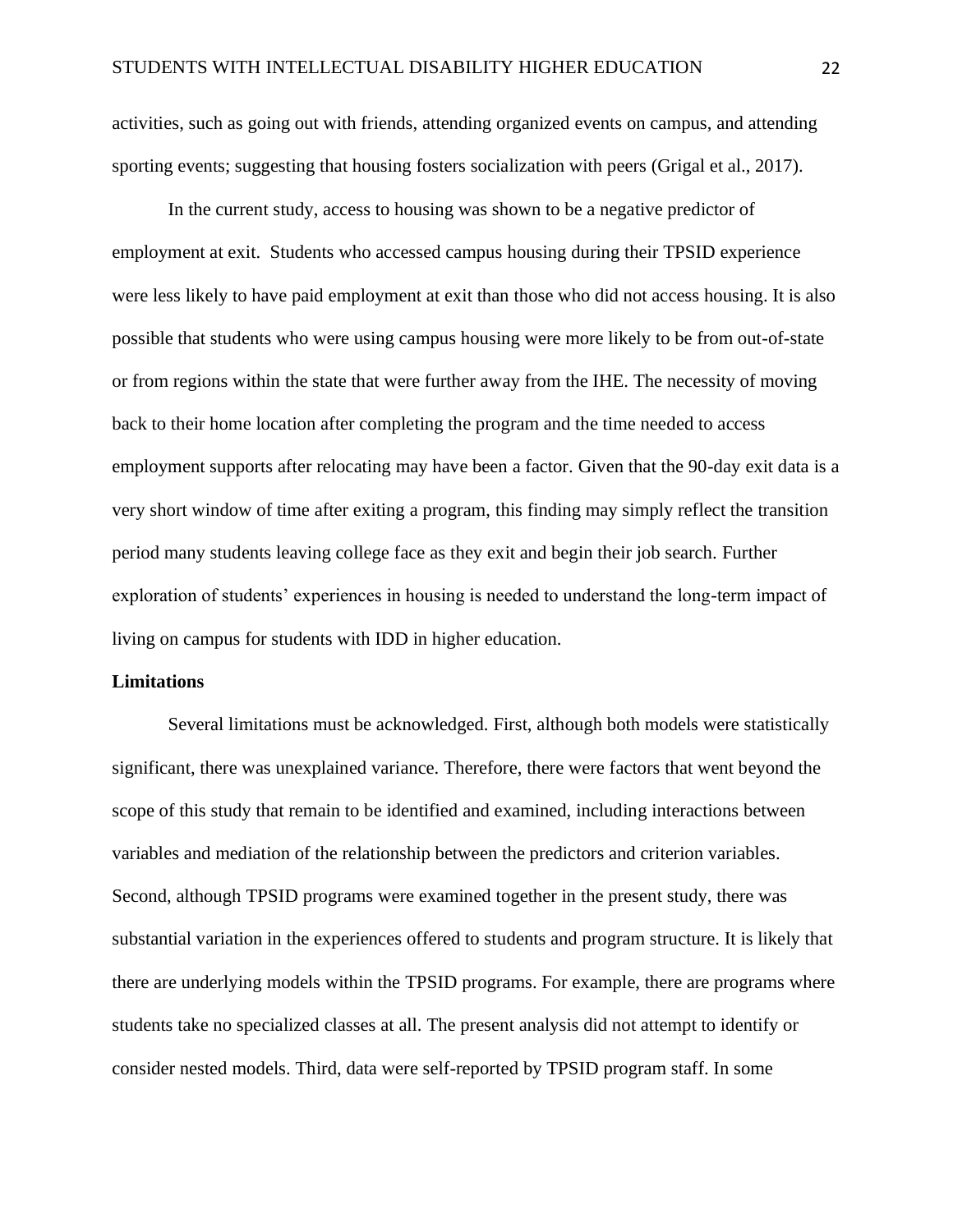activities, such as going out with friends, attending organized events on campus, and attending sporting events; suggesting that housing fosters socialization with peers (Grigal et al., 2017).

In the current study, access to housing was shown to be a negative predictor of employment at exit. Students who accessed campus housing during their TPSID experience were less likely to have paid employment at exit than those who did not access housing. It is also possible that students who were using campus housing were more likely to be from out-of-state or from regions within the state that were further away from the IHE. The necessity of moving back to their home location after completing the program and the time needed to access employment supports after relocating may have been a factor. Given that the 90-day exit data is a very short window of time after exiting a program, this finding may simply reflect the transition period many students leaving college face as they exit and begin their job search. Further exploration of students' experiences in housing is needed to understand the long-term impact of living on campus for students with IDD in higher education.

**Limitations**

Several limitations must be acknowledged. First, although both models were statistically significant, there was unexplained variance. Therefore, there were factors that went beyond the scope of this study that remain to be identified and examined, including interactions between variables and mediation of the relationship between the predictors and criterion variables. Second, although TPSID programs were examined together in the present study, there was substantial variation in the experiences offered to students and program structure. It is likely that there are underlying models within the TPSID programs. For example, there are programs where students take no specialized classes at all. The present analysis did not attempt to identify or consider nested models. Third, data were self-reported by TPSID program staff. In some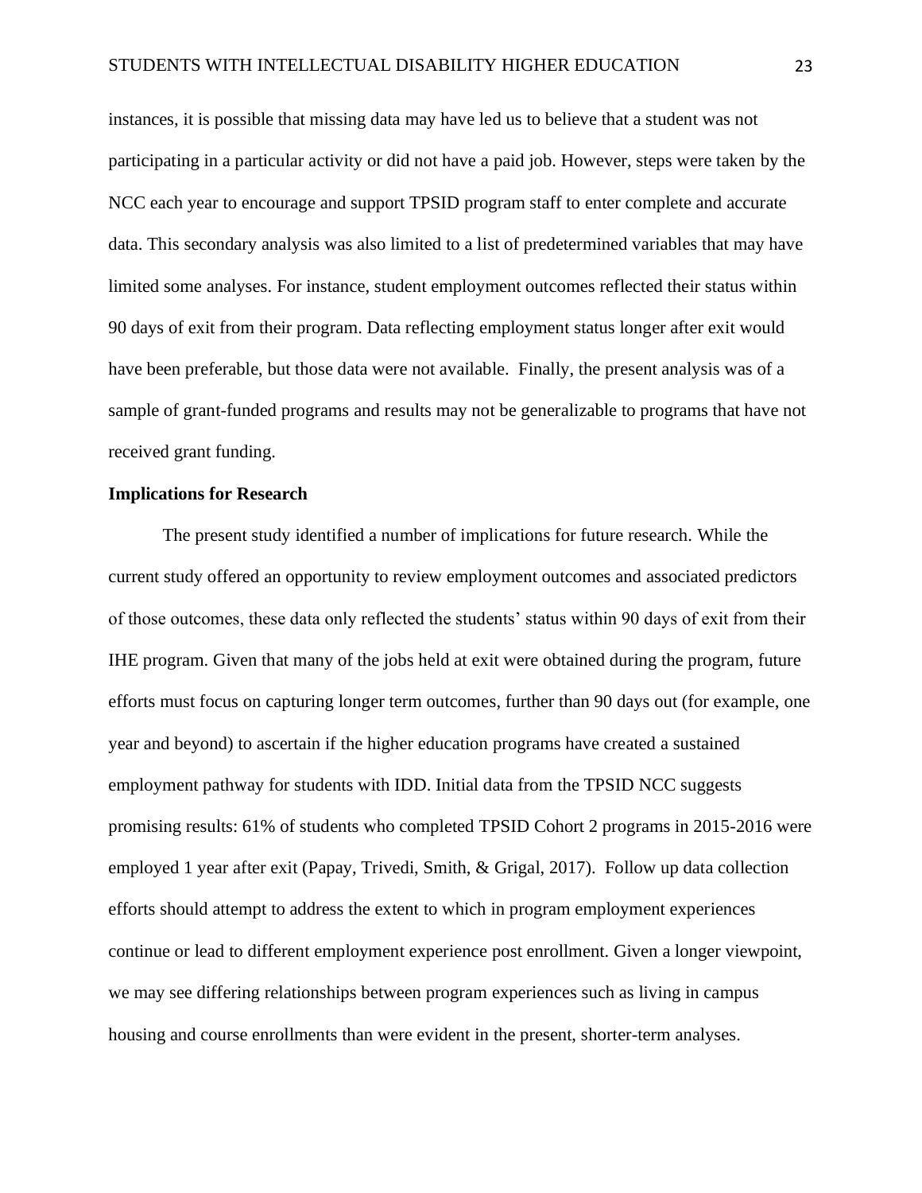instances, it is possible that missing data may have led us to believe that a student was not participating in a particular activity or did not have a paid job. However, steps were taken by the NCC each year to encourage and support TPSID program staff to enter complete and accurate data. This secondary analysis was also limited to a list of predetermined variables that may have limited some analyses. For instance, student employment outcomes reflected their status within 90 days of exit from their program. Data reflecting employment status longer after exit would have been preferable, but those data were not available. Finally, the present analysis was of a sample of grant-funded programs and results may not be generalizable to programs that have not received grant funding.

**Implications for Research**

The present study identified a number of implications for future research. While the current study offered an opportunity to review employment outcomes and associated predictors of those outcomes, these data only reflected the students' status within 90 days of exit from their IHE program. Given that many of the jobs held at exit were obtained during the program, future efforts must focus on capturing longer term outcomes, further than 90 days out (for example, one year and beyond) to ascertain if the higher education programs have created a sustained employment pathway for students with IDD. Initial data from the TPSID NCC suggests promising results: 61% of students who completed TPSID Cohort 2 programs in 2015-2016 were employed 1 year after exit (Papay, Trivedi, Smith, & Grigal, 2017). Follow up data collection efforts should attempt to address the extent to which in program employment experiences continue or lead to different employment experience post enrollment. Given a longer viewpoint, we may see differing relationships between program experiences such as living in campus housing and course enrollments than were evident in the present, shorter-term analyses.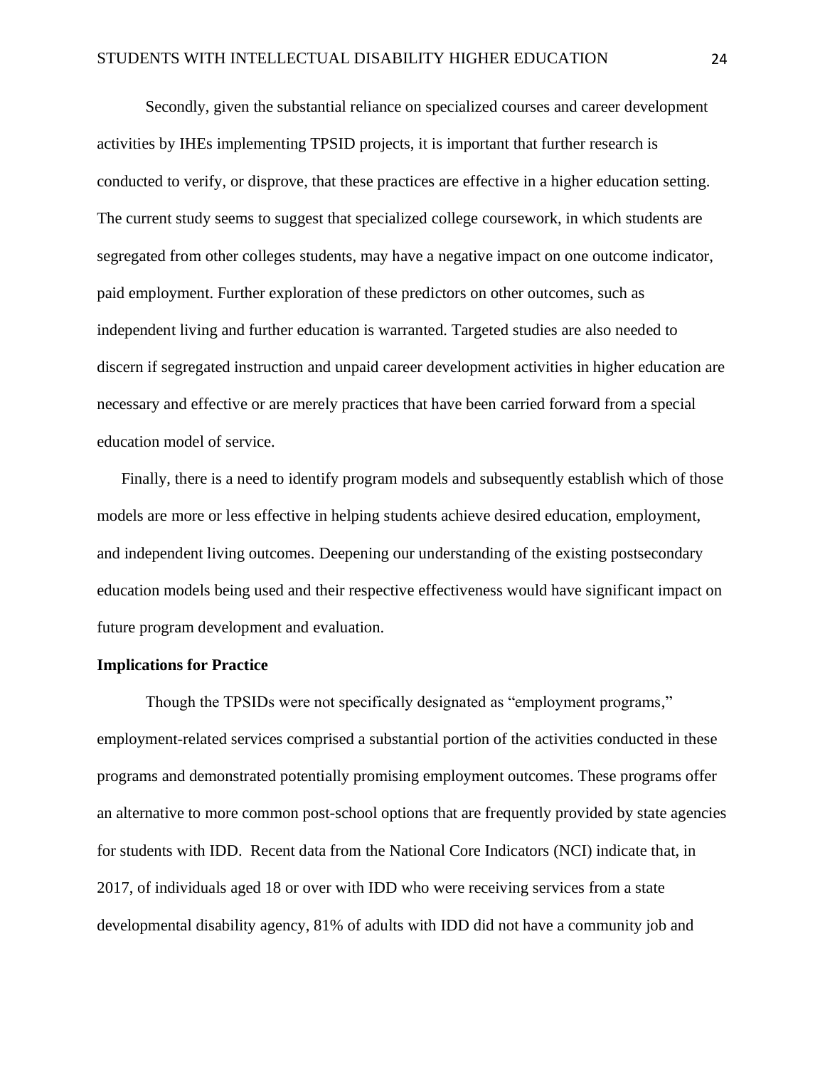Secondly, given the substantial reliance on specialized courses and career development activities by IHEs implementing TPSID projects, it is important that further research is conducted to verify, or disprove, that these practices are effective in a higher education setting. The current study seems to suggest that specialized college coursework, in which students are segregated from other colleges students, may have a negative impact on one outcome indicator, paid employment. Further exploration of these predictors on other outcomes, such as independent living and further education is warranted. Targeted studies are also needed to discern if segregated instruction and unpaid career development activities in higher education are necessary and effective or are merely practices that have been carried forward from a special education model of service.

Finally, there is a need to identify program models and subsequently establish which of those models are more or less effective in helping students achieve desired education, employment, and independent living outcomes. Deepening our understanding of the existing postsecondary education models being used and their respective effectiveness would have significant impact on future program development and evaluation.

**Implications for Practice**

Though the TPSIDs were not specifically designated as "employment programs," employment-related services comprised a substantial portion of the activities conducted in these programs and demonstrated potentially promising employment outcomes. These programs offer an alternative to more common post-school options that are frequently provided by state agencies for students with IDD. Recent data from the National Core Indicators (NCI) indicate that, in 2017, of individuals aged 18 or over with IDD who were receiving services from a state developmental disability agency, 81% of adults with IDD did not have a community job and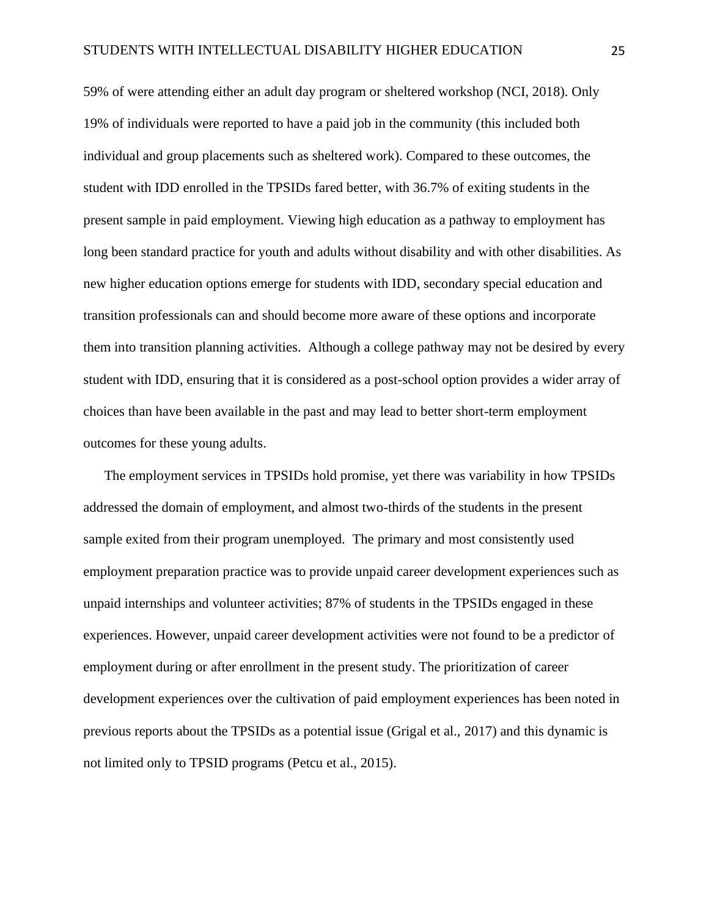59% of were attending either an adult day program or sheltered workshop (NCI, 2018). Only 19% of individuals were reported to have a paid job in the community (this included both individual and group placements such as sheltered work). Compared to these outcomes, the student with IDD enrolled in the TPSIDs fared better, with 36.7% of exiting students in the present sample in paid employment. Viewing high education as a pathway to employment has long been standard practice for youth and adults without disability and with other disabilities. As new higher education options emerge for students with IDD, secondary special education and transition professionals can and should become more aware of these options and incorporate them into transition planning activities. Although a college pathway may not be desired by every student with IDD, ensuring that it is considered as a post-school option provides a wider array of choices than have been available in the past and may lead to better short-term employment outcomes for these young adults.

The employment services in TPSIDs hold promise, yet there was variability in how TPSIDs addressed the domain of employment, and almost two-thirds of the students in the present sample exited from their program unemployed. The primary and most consistently used employment preparation practice was to provide unpaid career development experiences such as unpaid internships and volunteer activities; 87% of students in the TPSIDs engaged in these experiences. However, unpaid career development activities were not found to be a predictor of employment during or after enrollment in the present study. The prioritization of career development experiences over the cultivation of paid employment experiences has been noted in previous reports about the TPSIDs as a potential issue (Grigal et al., 2017) and this dynamic is not limited only to TPSID programs (Petcu et al., 2015).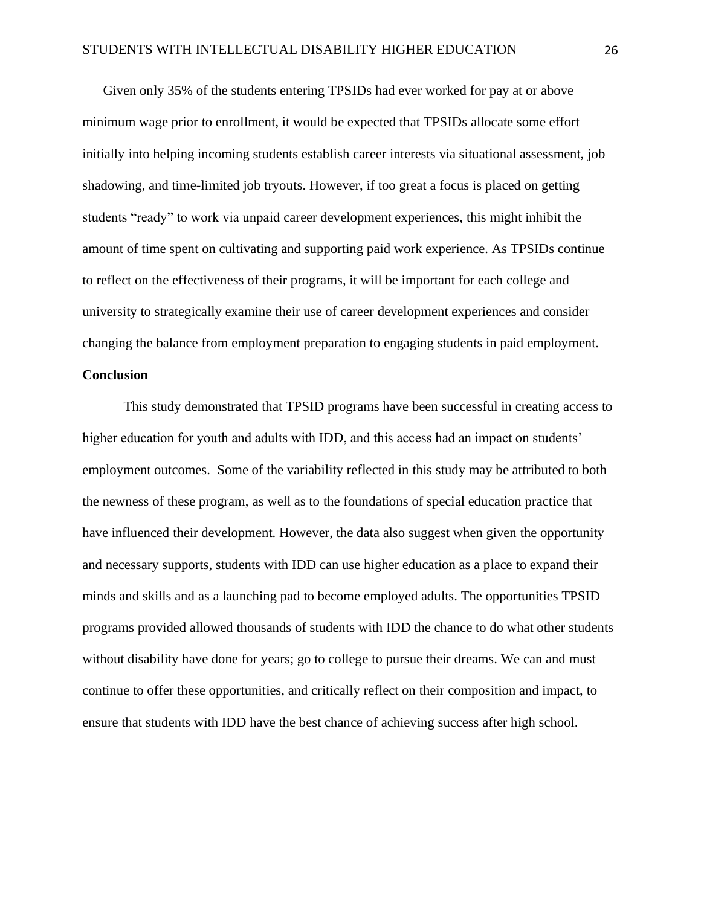Given only 35% of the students entering TPSIDs had ever worked for pay at or above minimum wage prior to enrollment, it would be expected that TPSIDs allocate some effort initially into helping incoming students establish career interests via situational assessment, job shadowing, and time-limited job tryouts. However, if too great a focus is placed on getting students "ready" to work via unpaid career development experiences, this might inhibit the amount of time spent on cultivating and supporting paid work experience. As TPSIDs continue to reflect on the effectiveness of their programs, it will be important for each college and university to strategically examine their use of career development experiences and consider changing the balance from employment preparation to engaging students in paid employment.

**Conclusion**

This study demonstrated that TPSID programs have been successful in creating access to higher education for youth and adults with IDD, and this access had an impact on students' employment outcomes. Some of the variability reflected in this study may be attributed to both the newness of these program, as well as to the foundations of special education practice that have influenced their development. However, the data also suggest when given the opportunity and necessary supports, students with IDD can use higher education as a place to expand their minds and skills and as a launching pad to become employed adults. The opportunities TPSID programs provided allowed thousands of students with IDD the chance to do what other students without disability have done for years; go to college to pursue their dreams. We can and must continue to offer these opportunities, and critically reflect on their composition and impact, to ensure that students with IDD have the best chance of achieving success after high school.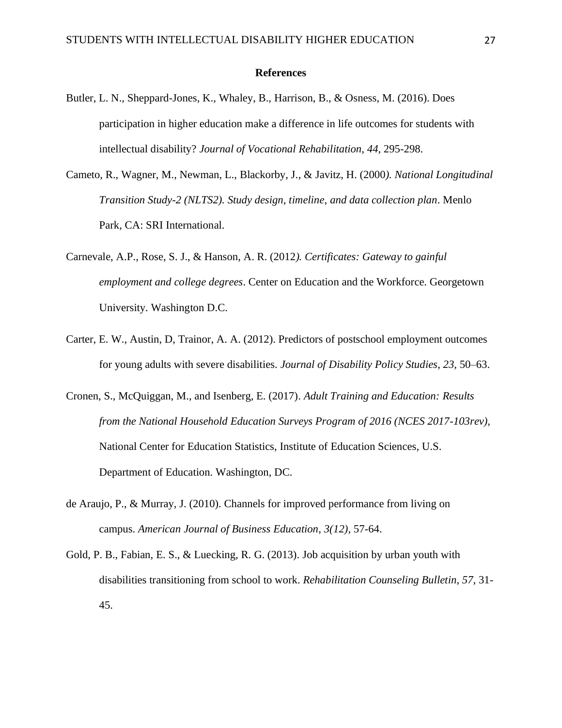**References**

Butler, L. N., Sheppard-Jones, K., Whaley, B., Harrison, B., & Osness, M. (2016). Does participation in higher education make a difference in life outcomes for students with intellectual disability? *Journal of Vocational Rehabilitation*, *44*, 295-298.

Cameto, R., Wagner, M., Newman, L., Blackorby, J., & Javitz, H. (2000*). National Longitudinal Transition Study-2 (NLTS2). Study design, timeline, and data collection plan*. Menlo Park, CA: SRI International.

Carnevale, A.P., Rose, S. J., & Hanson, A. R. (2012*). Certificates: Gateway to gainful employment and college degrees*. Center on Education and the Workforce. Georgetown University. Washington D.C.

Carter, E. W., Austin, D, Trainor, A. A. (2012). Predictors of postschool employment outcomes for young adults with severe disabilities. *Journal of Disability Policy Studies*, *23*, 50–63.

Cronen, S., McQuiggan, M., and Isenberg, E. (2017). *Adult Training and Education: Results from the National Household Education Surveys Program of 2016 (NCES 2017-103rev),* National Center for Education Statistics, Institute of Education Sciences, U.S. Department of Education. Washington, DC.

de Araujo, P., & Murray, J. (2010). Channels for improved performance from living on campus. *American Journal of Business Education*, *3(12),* 57-64.

Gold, P. B., Fabian, E. S., & Luecking, R. G. (2013). Job acquisition by urban youth with disabilities transitioning from school to work. *Rehabilitation Counseling Bulletin*, *57*, 31-45.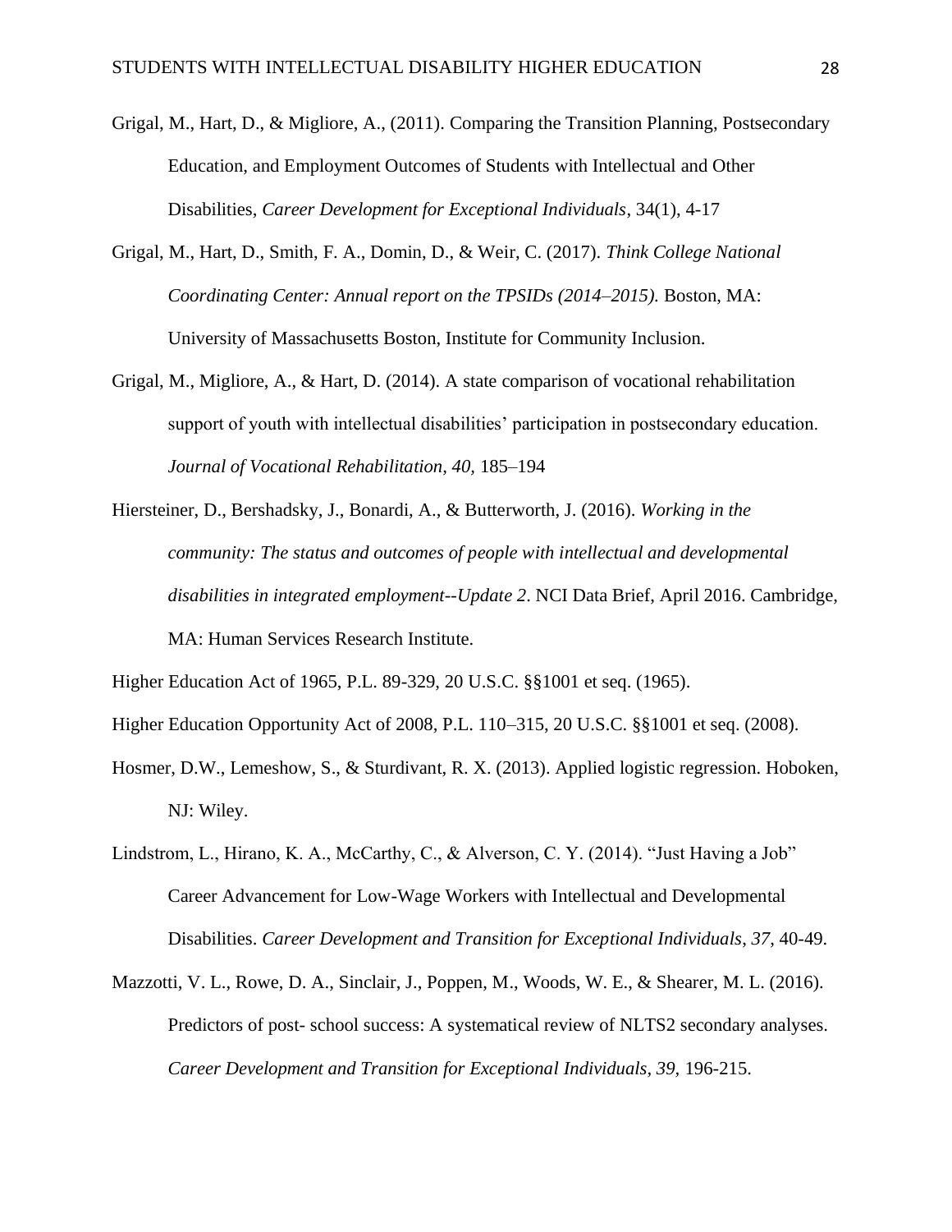Grigal, M., Hart, D., & Migliore, A., (2011). Comparing the Transition Planning, Postsecondary Education, and Employment Outcomes of Students with Intellectual and Other Disabilities, *Career Development for Exceptional Individuals*, 34(1), 4-17

Grigal, M., Hart, D., Smith, F. A., Domin, D., & Weir, C. (2017). *Think College National Coordinating Center: Annual report on the TPSIDs (2014–2015).* Boston, MA: University of Massachusetts Boston, Institute for Community Inclusion.

Grigal, M., Migliore, A., & Hart, D. (2014). A state comparison of vocational rehabilitation support of youth with intellectual disabilities' participation in postsecondary education. *Journal of Vocational Rehabilitation, 40,* 185–194

Hiersteiner, D., Bershadsky, J., Bonardi, A., & Butterworth, J. (2016). *Working in the community: The status and outcomes of people with intellectual and developmental disabilities in integrated employment--Update 2*. NCI Data Brief, April 2016. Cambridge, MA: Human Services Research Institute.

Higher Education Act of 1965, P.L. 89-329, 20 U.S.C. §§1001 et seq. (1965).

Higher Education Opportunity Act of 2008, P.L. 110–315, 20 U.S.C. §§1001 et seq. (2008).

Hosmer, D.W., Lemeshow, S., & Sturdivant, R. X. (2013). Applied logistic regression. Hoboken, NJ: Wiley.

Lindstrom, L., Hirano, K. A., McCarthy, C., & Alverson, C. Y. (2014). "Just Having a Job" Career Advancement for Low-Wage Workers with Intellectual and Developmental Disabilities. *Career Development and Transition for Exceptional Individuals*, *37*, 40-49.

Mazzotti, V. L., Rowe, D. A., Sinclair, J., Poppen, M., Woods, W. E., & Shearer, M. L. (2016). Predictors of post- school success: A systematical review of NLTS2 secondary analyses. *Career Development and Transition for Exceptional Individuals, 39,* 196-215.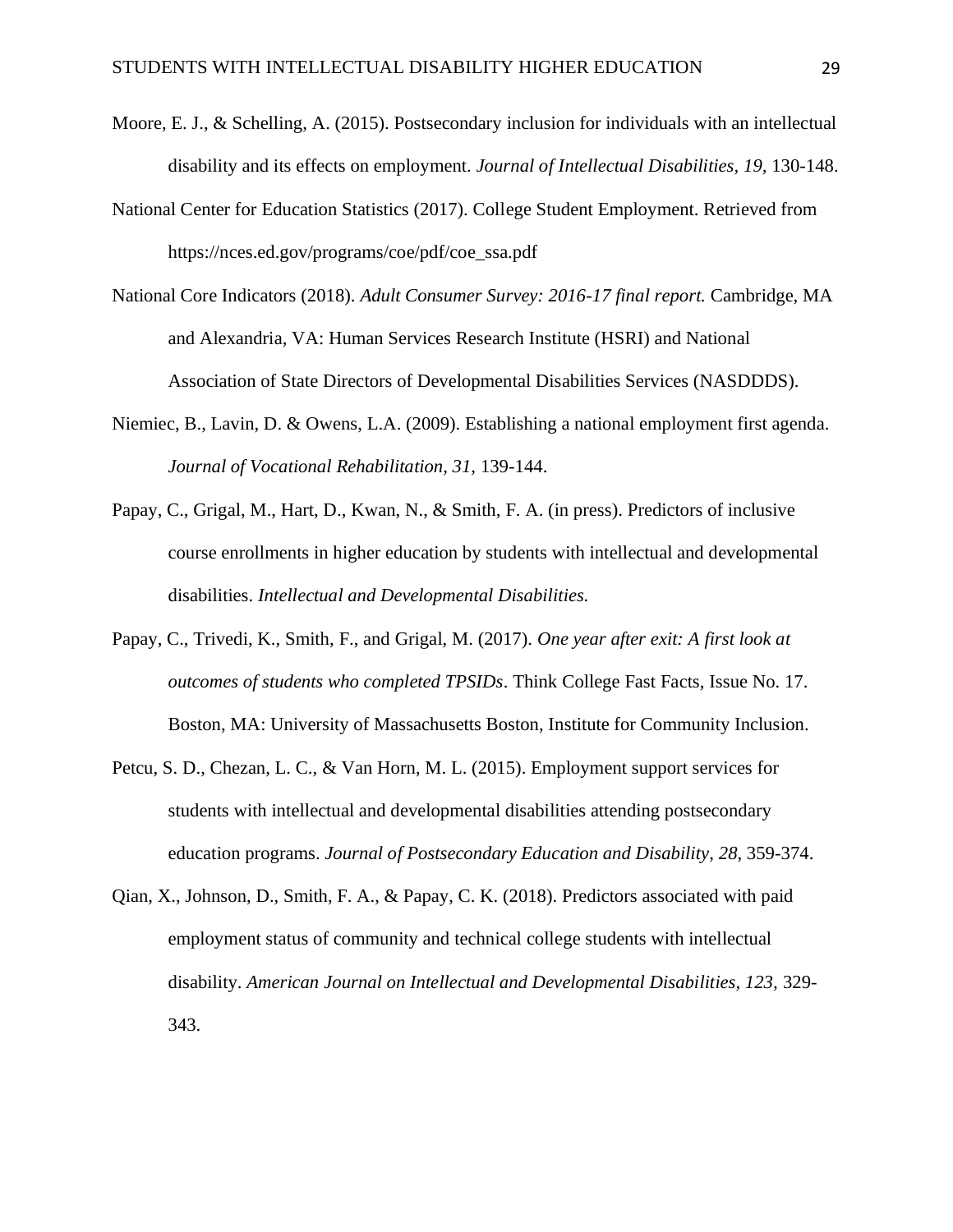Moore, E. J., & Schelling, A. (2015). Postsecondary inclusion for individuals with an intellectual disability and its effects on employment. *Journal of Intellectual Disabilities, 19,* 130-148.

National Center for Education Statistics (2017). College Student Employment. Retrieved from https://nces.ed.gov/programs/coe/pdf/coe_ssa.pdf

National Core Indicators (2018). *Adult Consumer Survey: 2016-17 final report.* Cambridge, MA and Alexandria, VA: Human Services Research Institute (HSRI) and National Association of State Directors of Developmental Disabilities Services (NASDDDS).

Niemiec, B., Lavin, D. & Owens, L.A. (2009). Establishing a national employment first agenda. *Journal of Vocational Rehabilitation, 31,* 139-144.

Papay, C., Grigal, M., Hart, D., Kwan, N., & Smith, F. A. (in press). Predictors of inclusive course enrollments in higher education by students with intellectual and developmental disabilities. *Intellectual and Developmental Disabilities.*

Papay, C., Trivedi, K., Smith, F., and Grigal, M. (2017). *One year after exit: A first look at outcomes of students who completed TPSIDs*. Think College Fast Facts, Issue No. 17. Boston, MA: University of Massachusetts Boston, Institute for Community Inclusion.

Petcu, S. D., Chezan, L. C., & Van Horn, M. L. (2015). Employment support services for students with intellectual and developmental disabilities attending postsecondary education programs. *Journal of Postsecondary Education and Disability, 28*, 359-374.

Qian, X., Johnson, D., Smith, F. A., & Papay, C. K. (2018). Predictors associated with paid employment status of community and technical college students with intellectual disability. *American Journal on Intellectual and Developmental Disabilities, 123,* 329-343.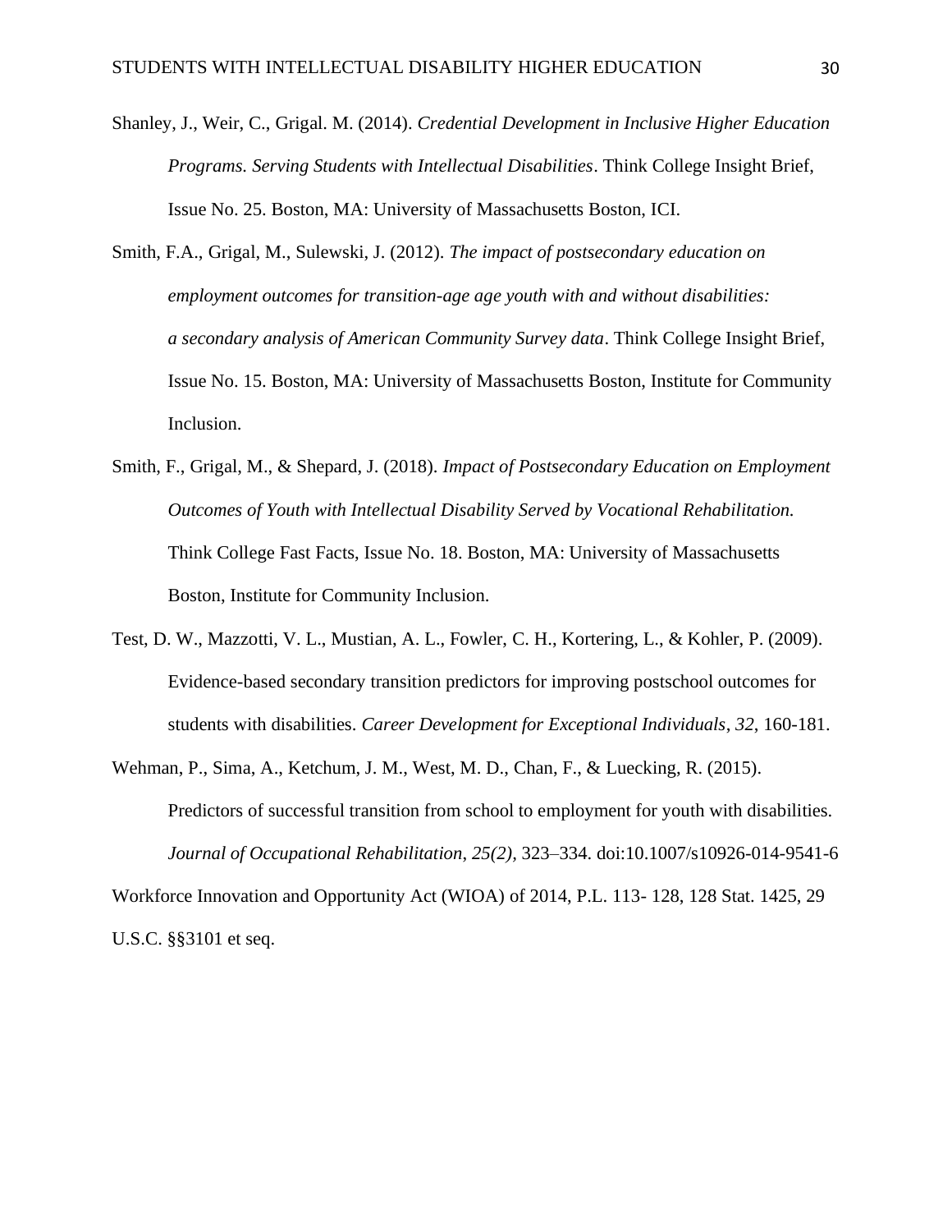Shanley, J., Weir, C., Grigal. M. (2014). *Credential Development in Inclusive Higher Education Programs. Serving Students with Intellectual Disabilities*. Think College Insight Brief, Issue No. 25. Boston, MA: University of Massachusetts Boston, ICI.

Smith, F.A., Grigal, M., Sulewski, J. (2012). *The impact of postsecondary education on employment outcomes for transition-age age youth with and without disabilities: a secondary analysis of American Community Survey data*. Think College Insight Brief, Issue No. 15. Boston, MA: University of Massachusetts Boston, Institute for Community Inclusion.

Smith, F., Grigal, M., & Shepard, J. (2018). *Impact of Postsecondary Education on Employment Outcomes of Youth with Intellectual Disability Served by Vocational Rehabilitation.* Think College Fast Facts, Issue No. 18. Boston, MA: University of Massachusetts Boston, Institute for Community Inclusion.

Test, D. W., Mazzotti, V. L., Mustian, A. L., Fowler, C. H., Kortering, L., & Kohler, P. (2009). Evidence-based secondary transition predictors for improving postschool outcomes for students with disabilities. *Career Development for Exceptional Individuals*, *32*, 160-181.

Wehman, P., Sima, A., Ketchum, J. M., West, M. D., Chan, F., & Luecking, R. (2015). Predictors of successful transition from school to employment for youth with disabilities. *Journal of Occupational Rehabilitation*, *25(2)*, 323–334. doi:10.1007/s10926-014-9541-6

Workforce Innovation and Opportunity Act (WIOA) of 2014, P.L. 113- 128, 128 Stat. 1425, 29 U.S.C. §§3101 et seq.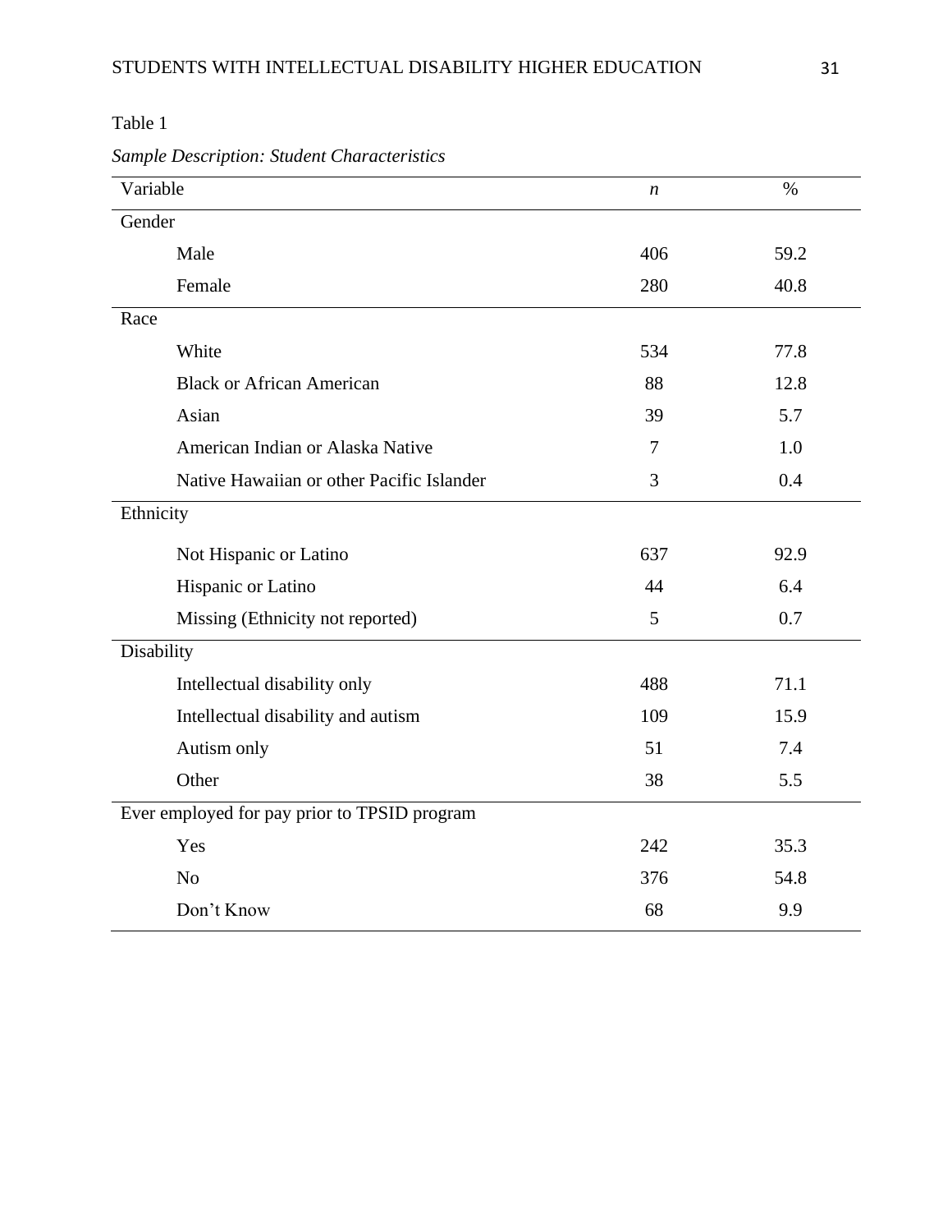Table 1

*Sample Description: Student Characteristics*

| Variable | *n* | % |
|---|---|---|
| Gender | | |
| Male | 406 | 59.2 |
| Female | 280 | 40.8 |
| Race | | |
| White | 534 | 77.8 |
| Black or African American | 88 | 12.8 |
| Asian | 39 | 5.7 |
| American Indian or Alaska Native | 7 | 1.0 |
| Native Hawaiian or other Pacific Islander | 3 | 0.4 |
| Ethnicity | | |
| Not Hispanic or Latino | 637 | 92.9 |
| Hispanic or Latino | 44 | 6.4 |
| Missing (Ethnicity not reported) | 5 | 0.7 |
| Disability | | |
| Intellectual disability only | 488 | 71.1 |
| Intellectual disability and autism | 109 | 15.9 |
| Autism only | 51 | 7.4 |
| Other | 38 | 5.5 |
| Ever employed for pay prior to TPSID program | | |
| Yes | 242 | 35.3 |
| No | 376 | 54.8 |
| Don't Know | 68 | 9.9 |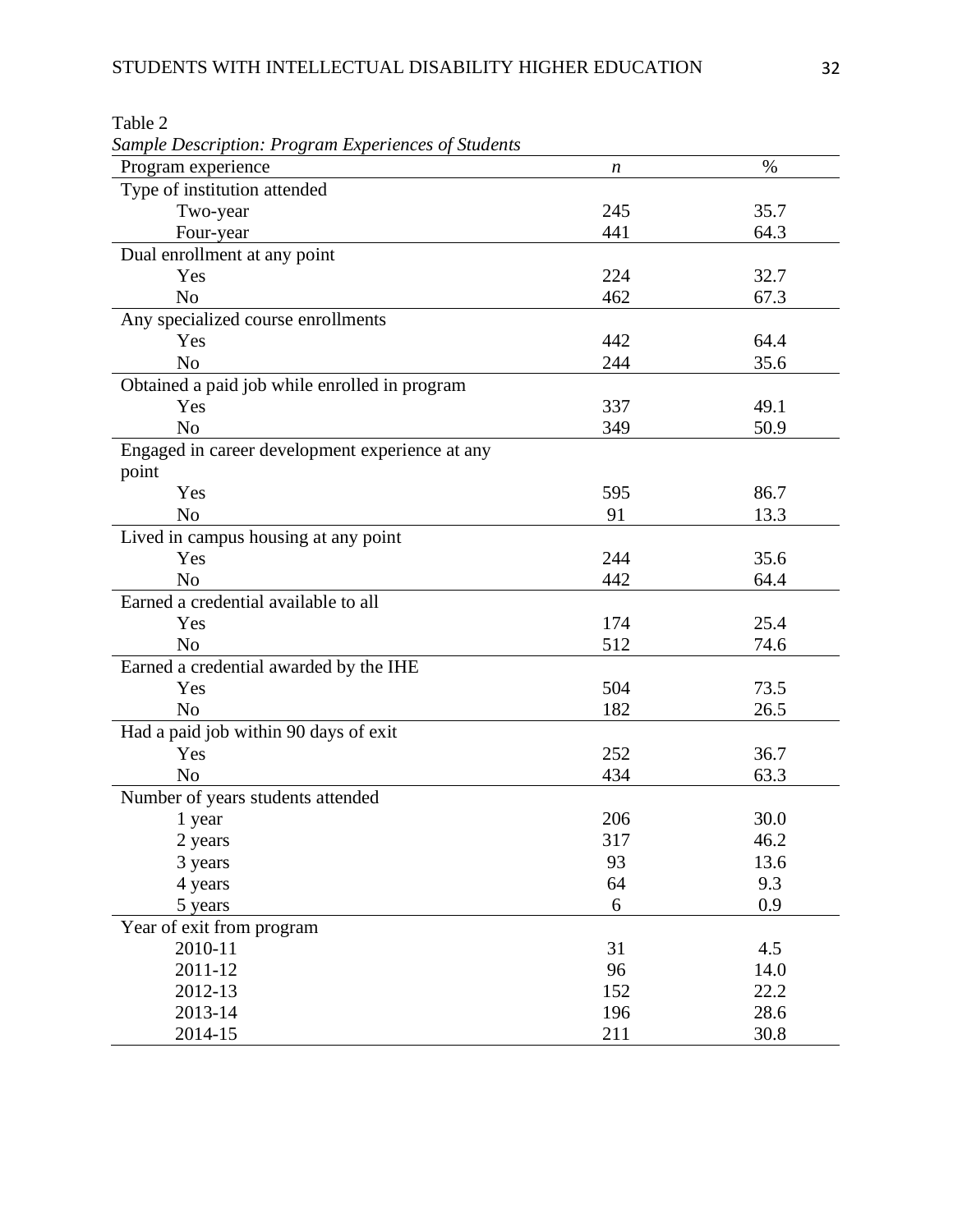Table 2

*Sample Description: Program Experiences of Students*

| Program experience | *n* | % |
|---|---|---|
| Type of institution attended | | |
| Two-year | 245 | 35.7 |
| Four-year | 441 | 64.3 |
| Dual enrollment at any point | | |
| Yes | 224 | 32.7 |
| No | 462 | 67.3 |
| Any specialized course enrollments | | |
| Yes | 442 | 64.4 |
| No | 244 | 35.6 |
| Obtained a paid job while enrolled in program | | |
| Yes | 337 | 49.1 |
| No | 349 | 50.9 |
| Engaged in career development experience at any point | | |
| Yes | 595 | 86.7 |
| No | 91 | 13.3 |
| Lived in campus housing at any point | | |
| Yes | 244 | 35.6 |
| No | 442 | 64.4 |
| Earned a credential available to all | | |
| Yes | 174 | 25.4 |
| No | 512 | 74.6 |
| Earned a credential awarded by the IHE | | |
| Yes | 504 | 73.5 |
| No | 182 | 26.5 |
| Had a paid job within 90 days of exit | | |
| Yes | 252 | 36.7 |
| No | 434 | 63.3 |
| Number of years students attended | | |
| 1 year | 206 | 30.0 |
| 2 years | 317 | 46.2 |
| 3 years | 93 | 13.6 |
| 4 years | 64 | 9.3 |
| 5 years | 6 | 0.9 |
| Year of exit from program | | |
| 2010-11 | 31 | 4.5 |
| 2011-12 | 96 | 14.0 |
| 2012-13 | 152 | 22.2 |
| 2013-14 | 196 | 28.6 |
| 2014-15 | 211 | 30.8 |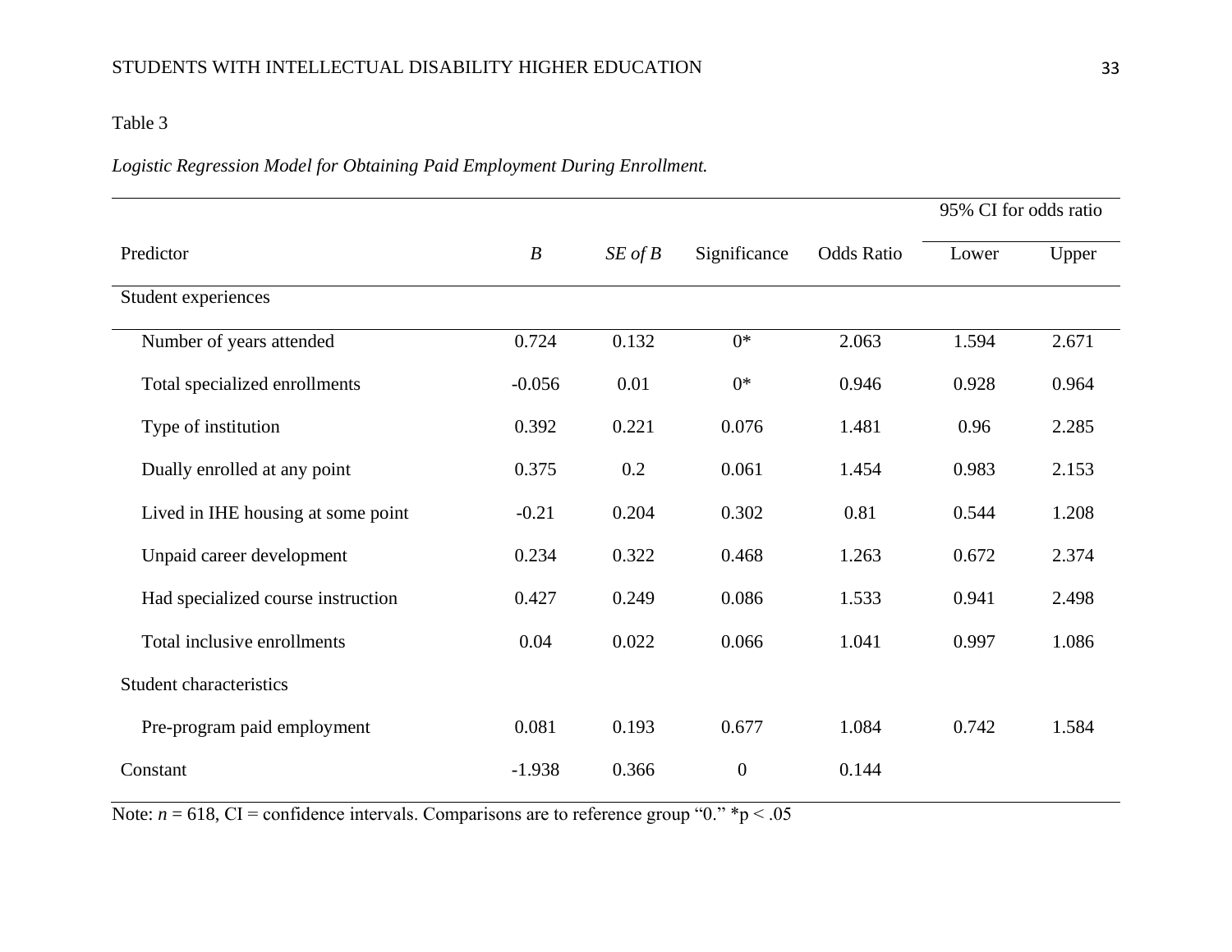Table 3

*Logistic Regression Model for Obtaining Paid Employment During Enrollment.*

| | | | | | 95% CI for odds ratio | |
|---|---|---|---|---|---|---|
| Predictor | *B* | *SE of B* | Significance | Odds Ratio | Lower | Upper |
| Student experiences | | | | | | |
| Number of years attended | 0.724 | 0.132 | 0* | 2.063 | 1.594 | 2.671 |
| Total specialized enrollments | -0.056 | 0.01 | 0* | 0.946 | 0.928 | 0.964 |
| Type of institution | 0.392 | 0.221 | 0.076 | 1.481 | 0.96 | 2.285 |
| Dually enrolled at any point | 0.375 | 0.2 | 0.061 | 1.454 | 0.983 | 2.153 |
| Lived in IHE housing at some point | -0.21 | 0.204 | 0.302 | 0.81 | 0.544 | 1.208 |
| Unpaid career development | 0.234 | 0.322 | 0.468 | 1.263 | 0.672 | 2.374 |
| Had specialized course instruction | 0.427 | 0.249 | 0.086 | 1.533 | 0.941 | 2.498 |
| Total inclusive enrollments | 0.04 | 0.022 | 0.066 | 1.041 | 0.997 | 1.086 |
| Student characteristics | | | | | | |
| Pre-program paid employment | 0.081 | 0.193 | 0.677 | 1.084 | 0.742 | 1.584 |
| Constant | -1.938 | 0.366 | 0 | 0.144 | | |

Note: $n = 618$, CI = confidence intervals. Comparisons are to reference group "0." *$p < .05$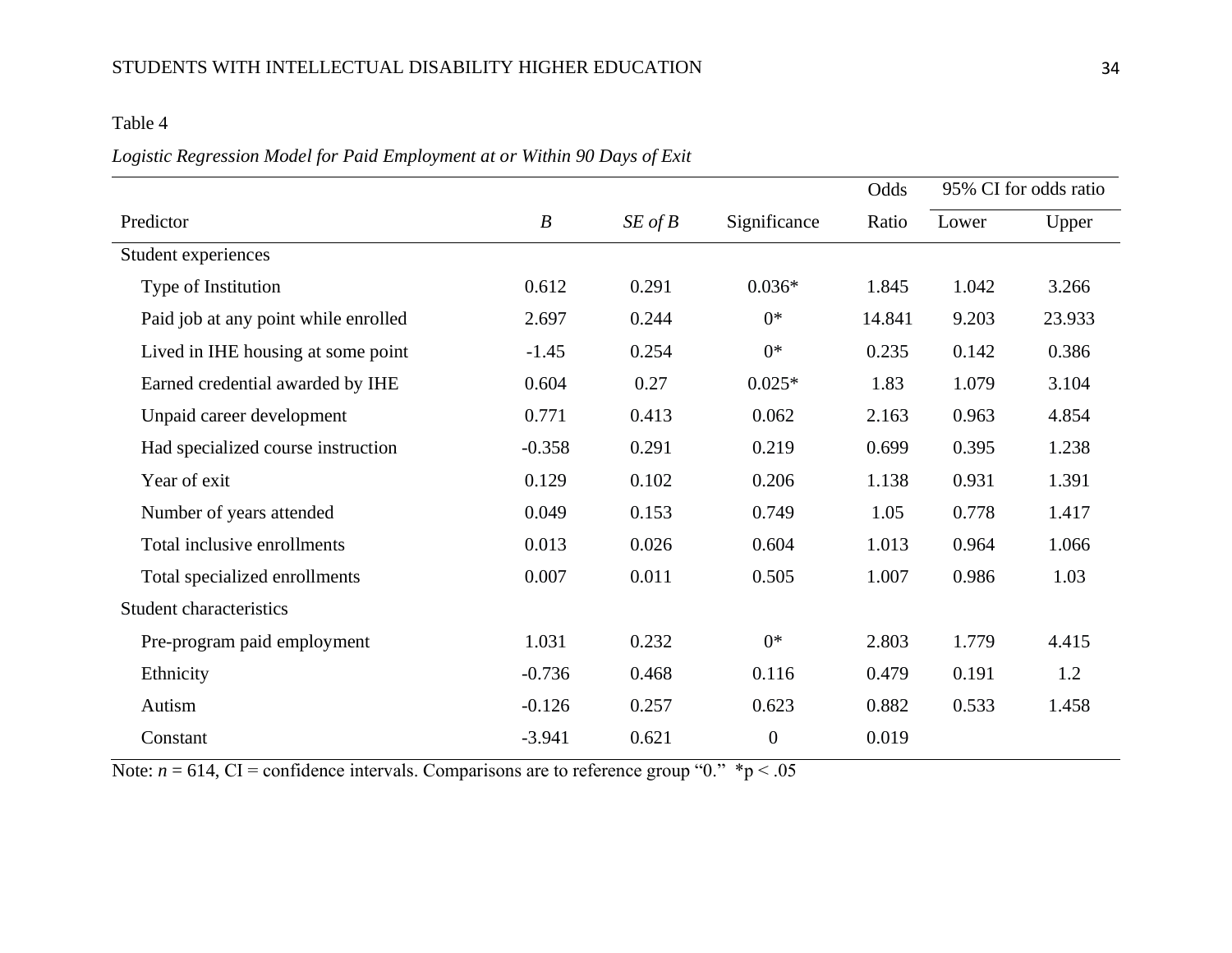Table 4

*Logistic Regression Model for Paid Employment at or Within 90 Days of Exit*

| Predictor | *B* | *SE of B* | Significance | Odds Ratio | 95% CI for odds ratio Lower | Upper |
|---|---|---|---|---|---|---|
| Student experiences | | | | | | |
| Type of Institution | 0.612 | 0.291 | 0.036* | 1.845 | 1.042 | 3.266 |
| Paid job at any point while enrolled | 2.697 | 0.244 | 0* | 14.841 | 9.203 | 23.933 |
| Lived in IHE housing at some point | -1.45 | 0.254 | 0* | 0.235 | 0.142 | 0.386 |
| Earned credential awarded by IHE | 0.604 | 0.27 | 0.025* | 1.83 | 1.079 | 3.104 |
| Unpaid career development | 0.771 | 0.413 | 0.062 | 2.163 | 0.963 | 4.854 |
| Had specialized course instruction | -0.358 | 0.291 | 0.219 | 0.699 | 0.395 | 1.238 |
| Year of exit | 0.129 | 0.102 | 0.206 | 1.138 | 0.931 | 1.391 |
| Number of years attended | 0.049 | 0.153 | 0.749 | 1.05 | 0.778 | 1.417 |
| Total inclusive enrollments | 0.013 | 0.026 | 0.604 | 1.013 | 0.964 | 1.066 |
| Total specialized enrollments | 0.007 | 0.011 | 0.505 | 1.007 | 0.986 | 1.03 |
| Student characteristics | | | | | | |
| Pre-program paid employment | 1.031 | 0.232 | 0* | 2.803 | 1.779 | 4.415 |
| Ethnicity | -0.736 | 0.468 | 0.116 | 0.479 | 0.191 | 1.2 |
| Autism | -0.126 | 0.257 | 0.623 | 0.882 | 0.533 | 1.458 |
| Constant | -3.941 | 0.621 | 0 | 0.019 | | |

Note: $n$ = 614, CI = confidence intervals. Comparisons are to reference group "0." *p < .05